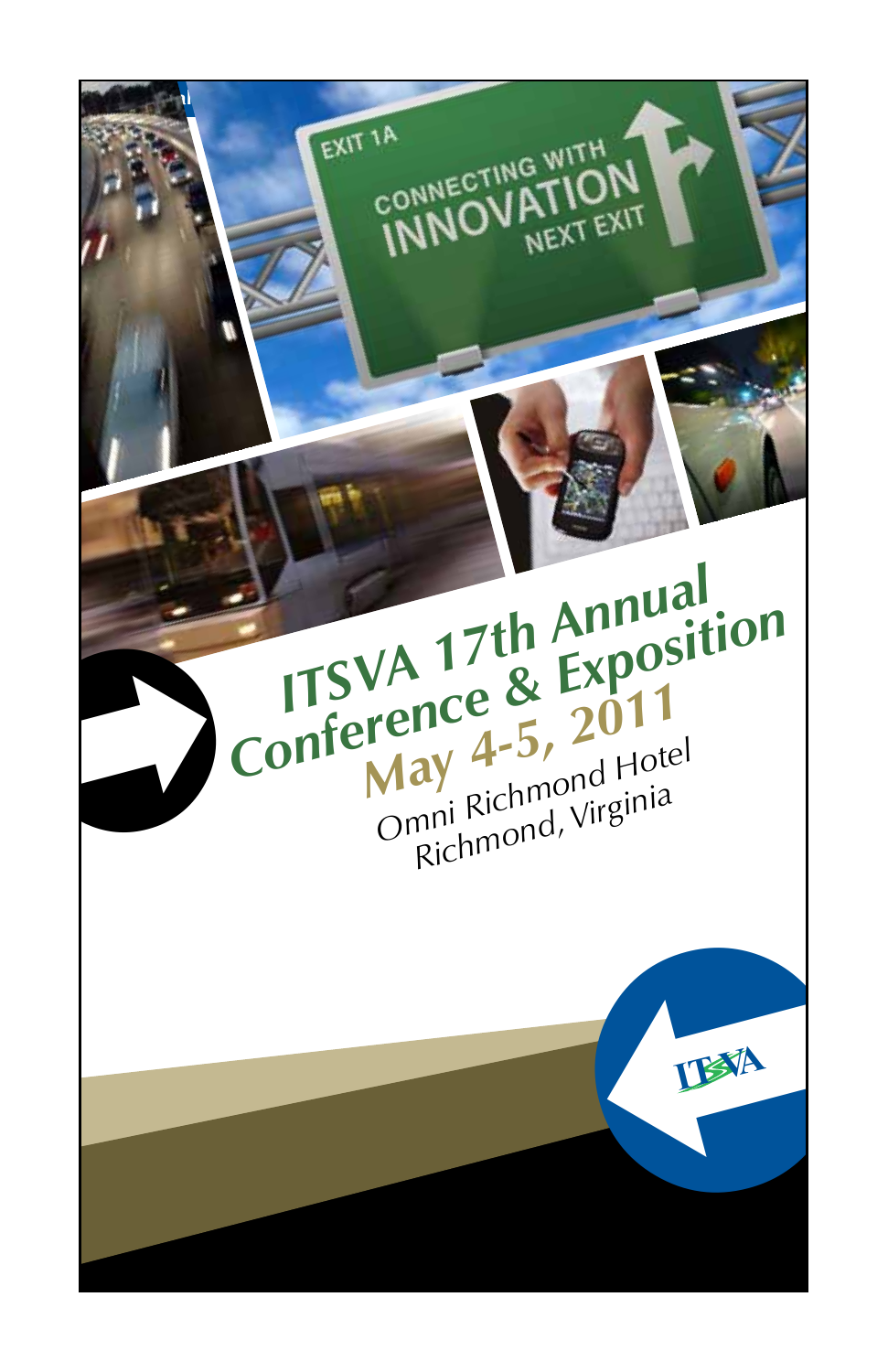# ITSVA 17th Annual Conference & Exposition

## May 4-5, 2011

Omni Richmond Hotel
Richmond, Virginia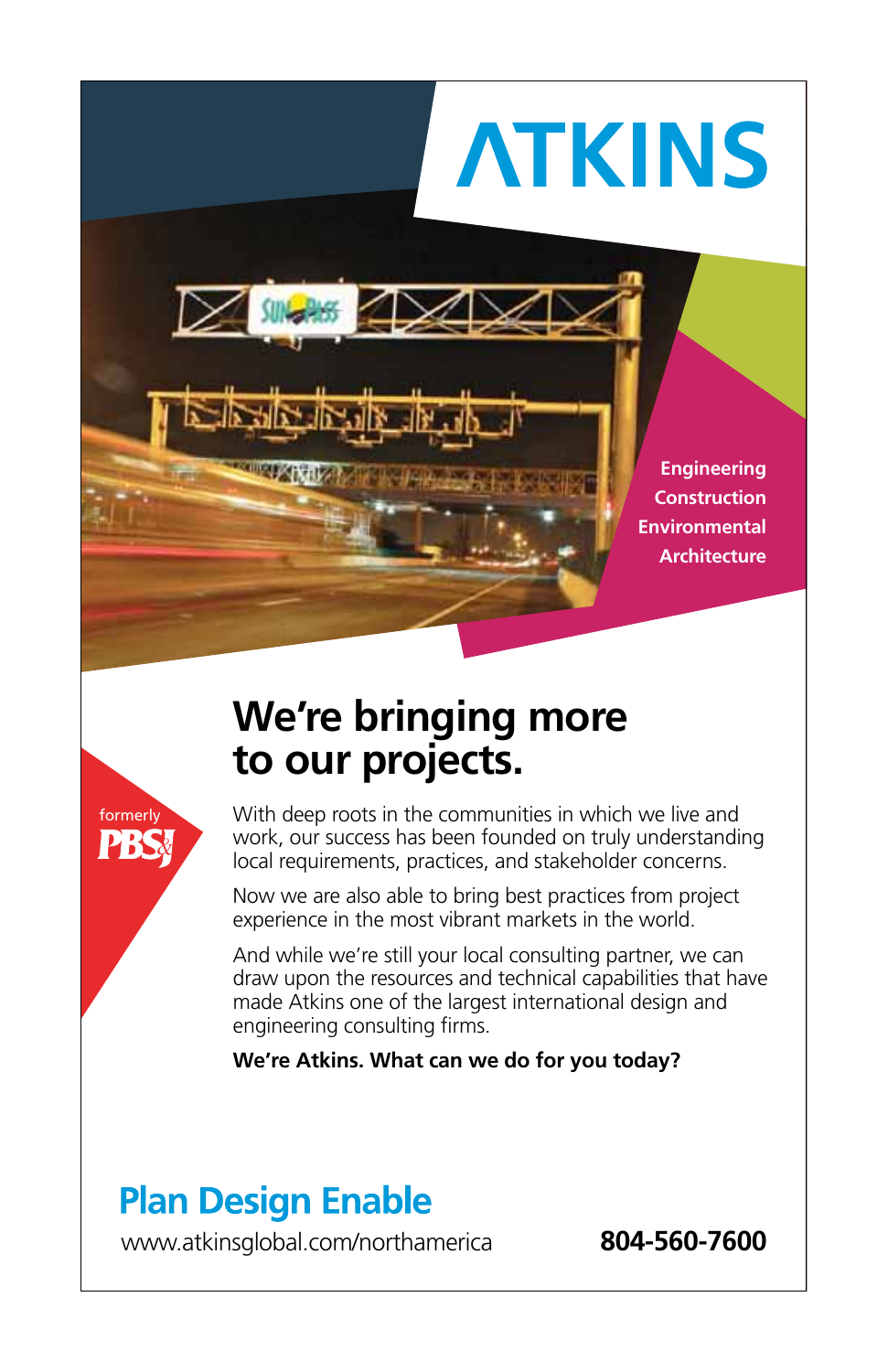# ATKINS

Engineering
Construction
Environmental
Architecture

## We're bringing more to our projects.

formerly PBSJ

With deep roots in the communities in which we live and work, our success has been founded on truly understanding local requirements, practices, and stakeholder concerns.

Now we are also able to bring best practices from project experience in the most vibrant markets in the world.

And while we're still your local consulting partner, we can draw upon the resources and technical capabilities that have made Atkins one of the largest international design and engineering consulting firms.

**We're Atkins. What can we do for you today?**

## Plan Design Enable

www.atkinsglobal.com/northamerica

**804-560-7600**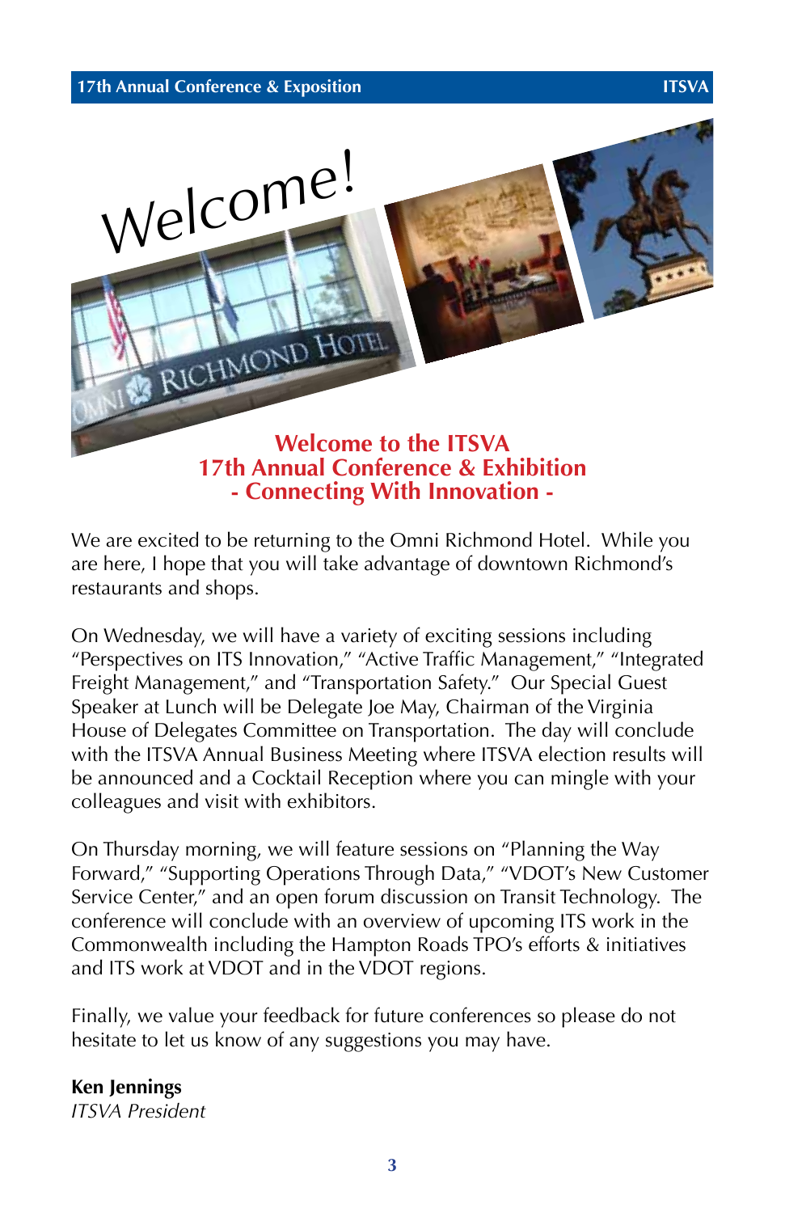# Welcome!

## Welcome to the ITSVA 17th Annual Conference & Exhibition - Connecting With Innovation -

We are excited to be returning to the Omni Richmond Hotel. While you are here, I hope that you will take advantage of downtown Richmond's restaurants and shops.

On Wednesday, we will have a variety of exciting sessions including "Perspectives on ITS Innovation," "Active Traffic Management," "Integrated Freight Management," and "Transportation Safety." Our Special Guest Speaker at Lunch will be Delegate Joe May, Chairman of the Virginia House of Delegates Committee on Transportation. The day will conclude with the ITSVA Annual Business Meeting where ITSVA election results will be announced and a Cocktail Reception where you can mingle with your colleagues and visit with exhibitors.

On Thursday morning, we will feature sessions on "Planning the Way Forward," "Supporting Operations Through Data," "VDOT's New Customer Service Center," and an open forum discussion on Transit Technology. The conference will conclude with an overview of upcoming ITS work in the Commonwealth including the Hampton Roads TPO's efforts & initiatives and ITS work at VDOT and in the VDOT regions.

Finally, we value your feedback for future conferences so please do not hesitate to let us know of any suggestions you may have.

**Ken Jennings**
*ITSVA President*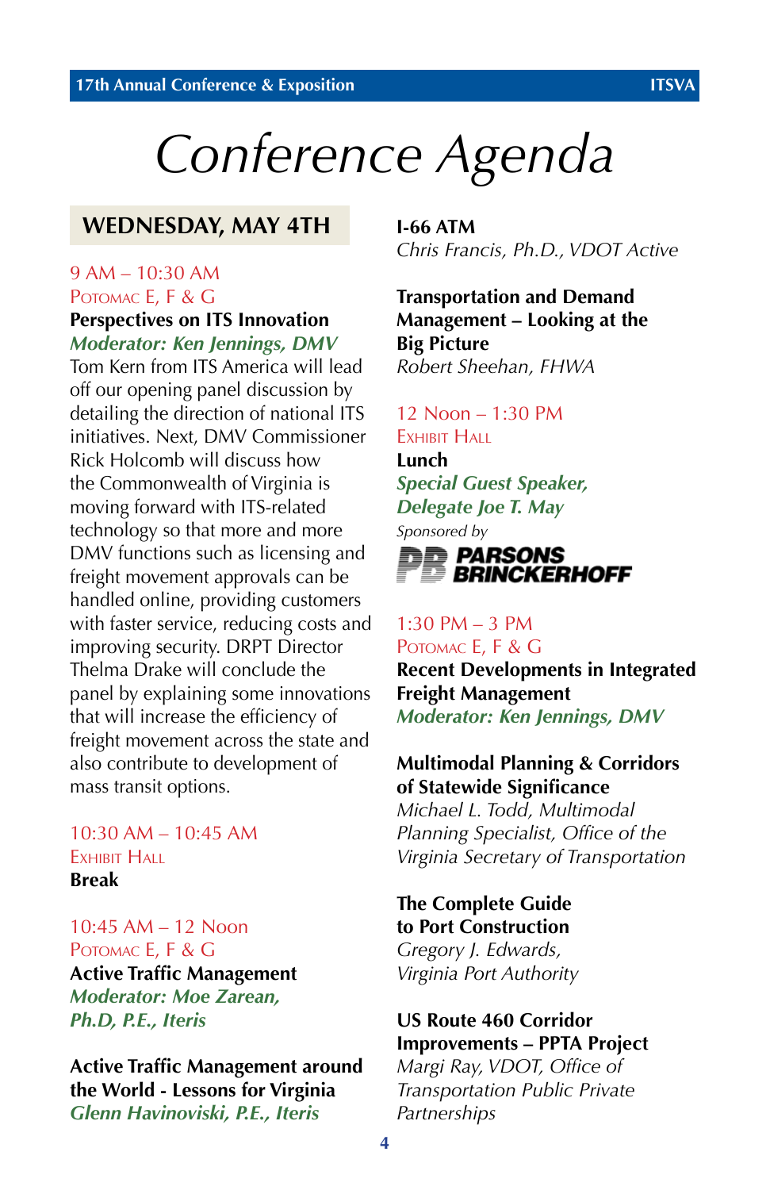# Conference Agenda

## WEDNESDAY, MAY 4TH

9 AM – 10:30 AM
POTOMAC E, F & G

**Perspectives on ITS Innovation**
***Moderator: Ken Jennings, DMV***

Tom Kern from ITS America will lead off our opening panel discussion by detailing the direction of national ITS initiatives. Next, DMV Commissioner Rick Holcomb will discuss how the Commonwealth of Virginia is moving forward with ITS-related technology so that more and more DMV functions such as licensing and freight movement approvals can be handled online, providing customers with faster service, reducing costs and improving security. DRPT Director Thelma Drake will conclude the panel by explaining some innovations that will increase the efficiency of freight movement across the state and also contribute to development of mass transit options.

10:30 AM – 10:45 AM
EXHIBIT HALL

**Break**

10:45 AM – 12 Noon
POTOMAC E, F & G

**Active Traffic Management**
***Moderator: Moe Zarean, Ph.D, P.E., Iteris***

**Active Traffic Management around the World - Lessons for Virginia**
***Glenn Havinoviski, P.E., Iteris***

**I-66 ATM**
*Chris Francis, Ph.D., VDOT Active*

**Transportation and Demand Management – Looking at the Big Picture**
*Robert Sheehan, FHWA*

12 Noon – 1:30 PM
EXHIBIT HALL

**Lunch**
***Special Guest Speaker, Delegate Joe T. May***
*Sponsored by*
PARSONS BRINCKERHOFF

1:30 PM – 3 PM
POTOMAC E, F & G

**Recent Developments in Integrated Freight Management**
***Moderator: Ken Jennings, DMV***

**Multimodal Planning & Corridors of Statewide Significance**
*Michael L. Todd, Multimodal Planning Specialist, Office of the Virginia Secretary of Transportation*

**The Complete Guide to Port Construction**
*Gregory J. Edwards, Virginia Port Authority*

**US Route 460 Corridor Improvements – PPTA Project**
*Margi Ray, VDOT, Office of Transportation Public Private Partnerships*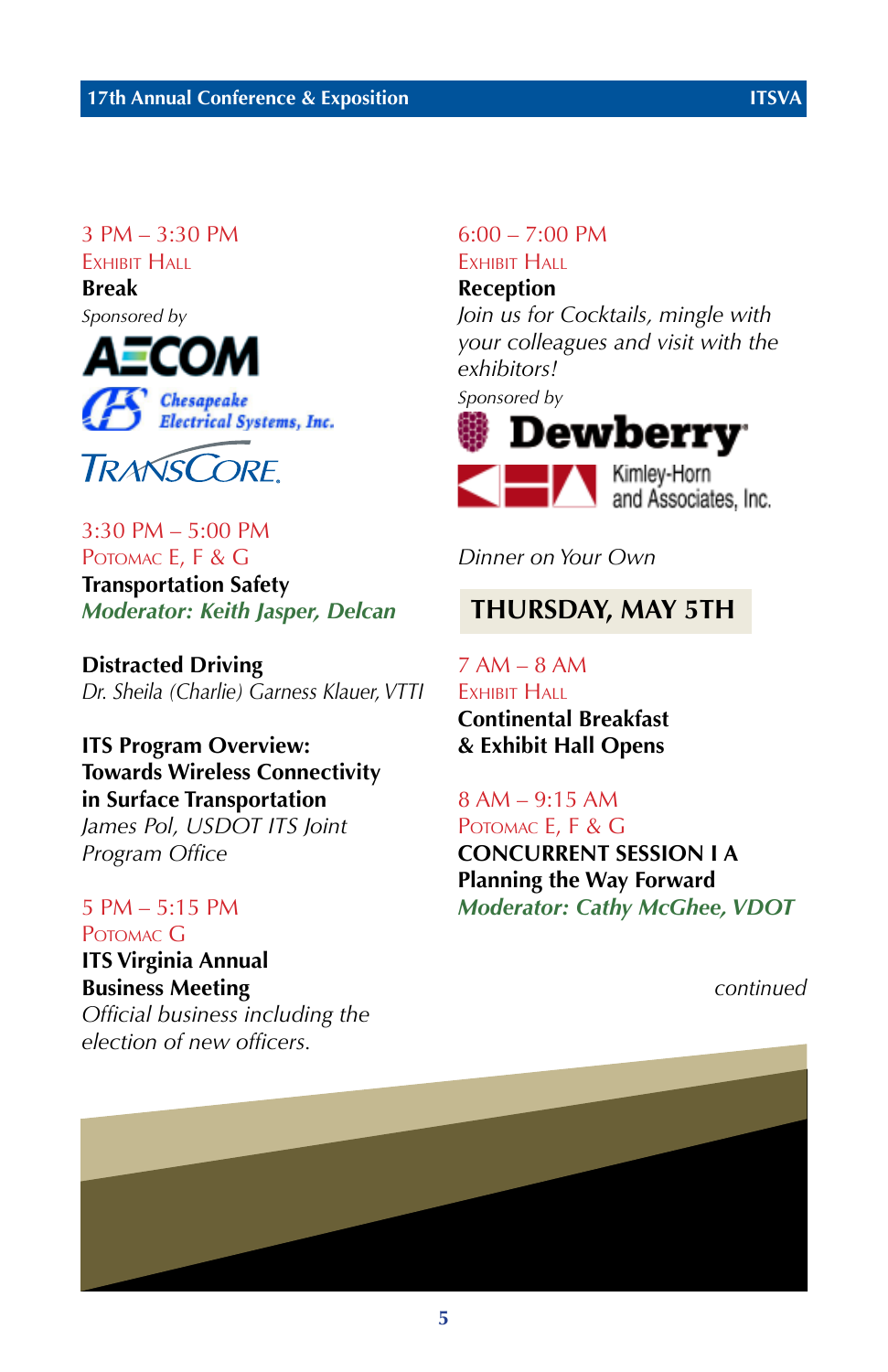3 PM – 3:30 PM
EXHIBIT HALL
**Break**
*Sponsored by*

AECOM
Chesapeake Electrical Systems, Inc.
TRANSCORE

3:30 PM – 5:00 PM
POTOMAC E, F & G
**Transportation Safety**
***Moderator: Keith Jasper, Delcan***

**Distracted Driving**
*Dr. Sheila (Charlie) Garness Klauer, VTTI*

**ITS Program Overview: Towards Wireless Connectivity in Surface Transportation**
*James Pol, USDOT ITS Joint Program Office*

5 PM – 5:15 PM
POTOMAC G
**ITS Virginia Annual Business Meeting**
*Official business including the election of new officers.*

6:00 – 7:00 PM
EXHIBIT HALL
**Reception**
*Join us for Cocktails, mingle with your colleagues and visit with the exhibitors!*
*Sponsored by*

Dewberry
Kimley-Horn and Associates, Inc.

*Dinner on Your Own*

## THURSDAY, MAY 5TH

7 AM – 8 AM
EXHIBIT HALL
**Continental Breakfast & Exhibit Hall Opens**

8 AM – 9:15 AM
POTOMAC E, F & G
**CONCURRENT SESSION I A**
**Planning the Way Forward**
***Moderator: Cathy McGhee, VDOT***

*continued*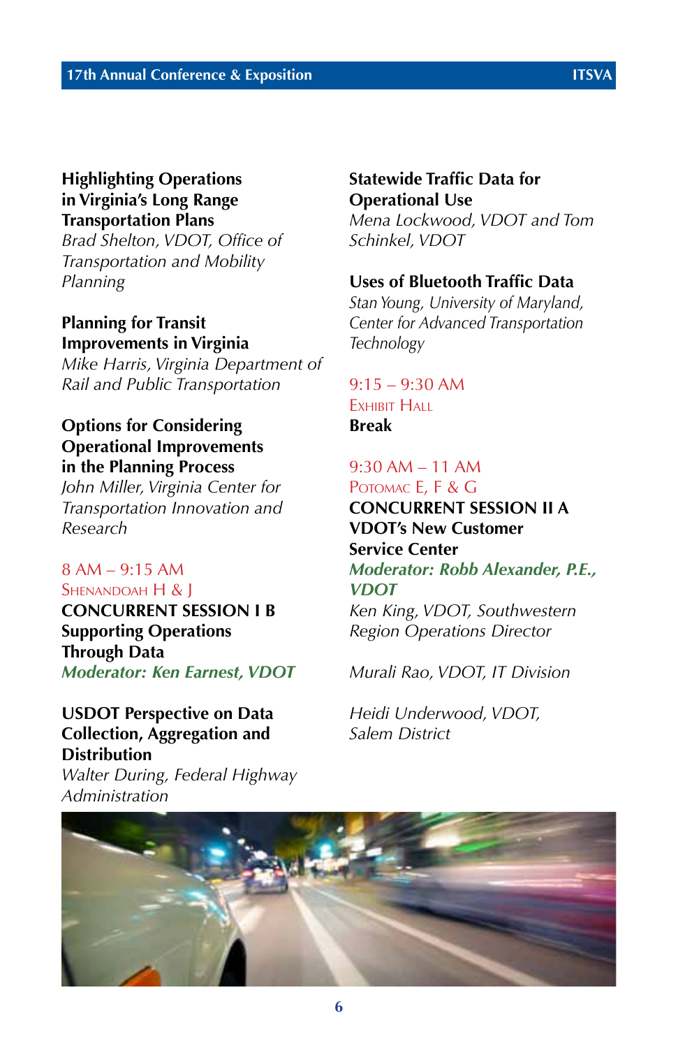**Highlighting Operations in Virginia's Long Range Transportation Plans**
*Brad Shelton, VDOT, Office of Transportation and Mobility Planning*

**Planning for Transit Improvements in Virginia**
*Mike Harris, Virginia Department of Rail and Public Transportation*

**Options for Considering Operational Improvements in the Planning Process**
*John Miller, Virginia Center for Transportation Innovation and Research*

8 AM – 9:15 AM
SHENANDOAH H & J

**CONCURRENT SESSION I B**
**Supporting Operations Through Data**
***Moderator: Ken Earnest, VDOT***

**USDOT Perspective on Data Collection, Aggregation and Distribution**
*Walter During, Federal Highway Administration*

**Statewide Traffic Data for Operational Use**
*Mena Lockwood, VDOT and Tom Schinkel, VDOT*

**Uses of Bluetooth Traffic Data**
*Stan Young, University of Maryland, Center for Advanced Transportation Technology*

9:15 – 9:30 AM
EXHIBIT HALL
**Break**

9:30 AM – 11 AM
POTOMAC E, F & G

**CONCURRENT SESSION II A**
**VDOT's New Customer Service Center**
***Moderator: Robb Alexander, P.E., VDOT***

*Ken King, VDOT, Southwestern Region Operations Director*

*Murali Rao, VDOT, IT Division*

*Heidi Underwood, VDOT, Salem District*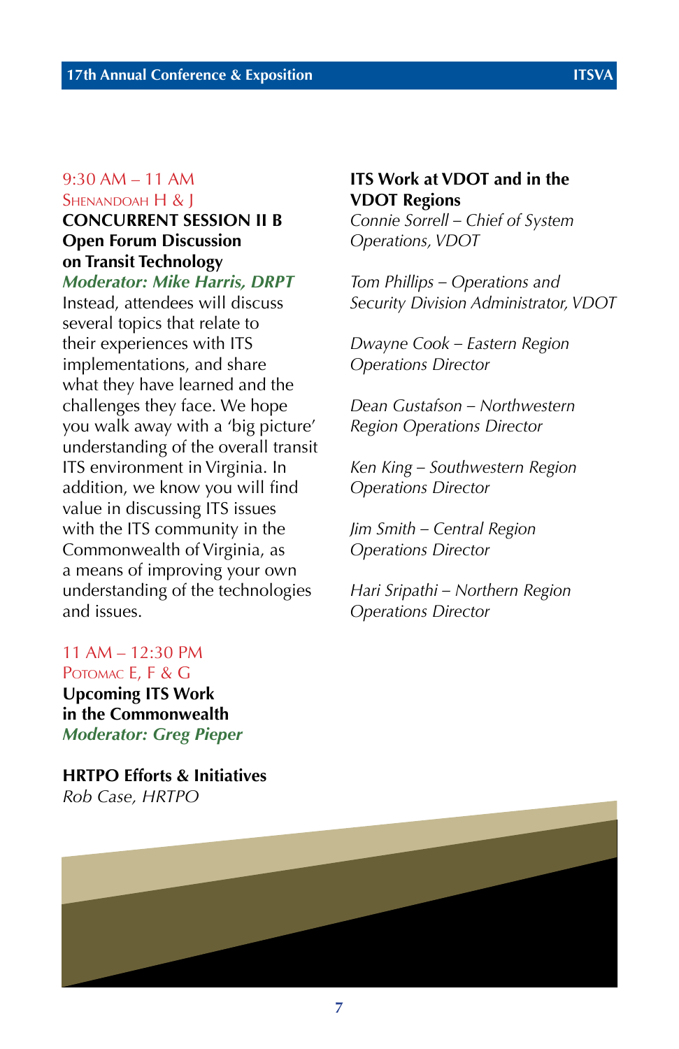9:30 AM – 11 AM
Shenandoah H & J

**CONCURRENT SESSION II B**
**Open Forum Discussion on Transit Technology**
***Moderator: Mike Harris, DRPT***

Instead, attendees will discuss several topics that relate to their experiences with ITS implementations, and share what they have learned and the challenges they face. We hope you walk away with a 'big picture' understanding of the overall transit ITS environment in Virginia. In addition, we know you will find value in discussing ITS issues with the ITS community in the Commonwealth of Virginia, as a means of improving your own understanding of the technologies and issues.

11 AM – 12:30 PM
Potomac E, F & G

**Upcoming ITS Work in the Commonwealth**
***Moderator: Greg Pieper***

**HRTPO Efforts & Initiatives**
*Rob Case, HRTPO*

**ITS Work at VDOT and in the VDOT Regions**
*Connie Sorrell – Chief of System Operations, VDOT*

*Tom Phillips – Operations and Security Division Administrator, VDOT*

*Dwayne Cook – Eastern Region Operations Director*

*Dean Gustafson – Northwestern Region Operations Director*

*Ken King – Southwestern Region Operations Director*

*Jim Smith – Central Region Operations Director*

*Hari Sripathi – Northern Region Operations Director*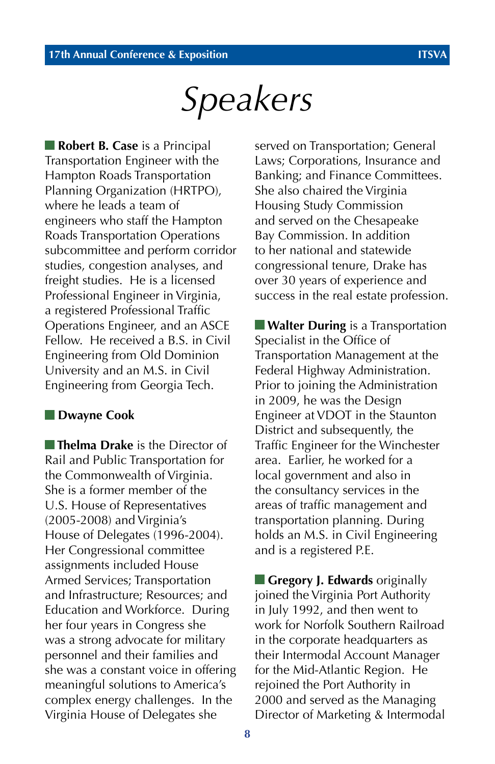# Speakers

**Robert B. Case** is a Principal Transportation Engineer with the Hampton Roads Transportation Planning Organization (HRTPO), where he leads a team of engineers who staff the Hampton Roads Transportation Operations subcommittee and perform corridor studies, congestion analyses, and freight studies. He is a licensed Professional Engineer in Virginia, a registered Professional Traffic Operations Engineer, and an ASCE Fellow. He received a B.S. in Civil Engineering from Old Dominion University and an M.S. in Civil Engineering from Georgia Tech.

**Dwayne Cook**

**Thelma Drake** is the Director of Rail and Public Transportation for the Commonwealth of Virginia. She is a former member of the U.S. House of Representatives (2005-2008) and Virginia's House of Delegates (1996-2004). Her Congressional committee assignments included House Armed Services; Transportation and Infrastructure; Resources; and Education and Workforce. During her four years in Congress she was a strong advocate for military personnel and their families and she was a constant voice in offering meaningful solutions to America's complex energy challenges. In the Virginia House of Delegates she served on Transportation; General Laws; Corporations, Insurance and Banking; and Finance Committees. She also chaired the Virginia Housing Study Commission and served on the Chesapeake Bay Commission. In addition to her national and statewide congressional tenure, Drake has over 30 years of experience and success in the real estate profession.

**Walter During** is a Transportation Specialist in the Office of Transportation Management at the Federal Highway Administration. Prior to joining the Administration in 2009, he was the Design Engineer at VDOT in the Staunton District and subsequently, the Traffic Engineer for the Winchester area. Earlier, he worked for a local government and also in the consultancy services in the areas of traffic management and transportation planning. During holds an M.S. in Civil Engineering and is a registered P.E.

**Gregory J. Edwards** originally joined the Virginia Port Authority in July 1992, and then went to work for Norfolk Southern Railroad in the corporate headquarters as their Intermodal Account Manager for the Mid-Atlantic Region. He rejoined the Port Authority in 2000 and served as the Managing Director of Marketing & Intermodal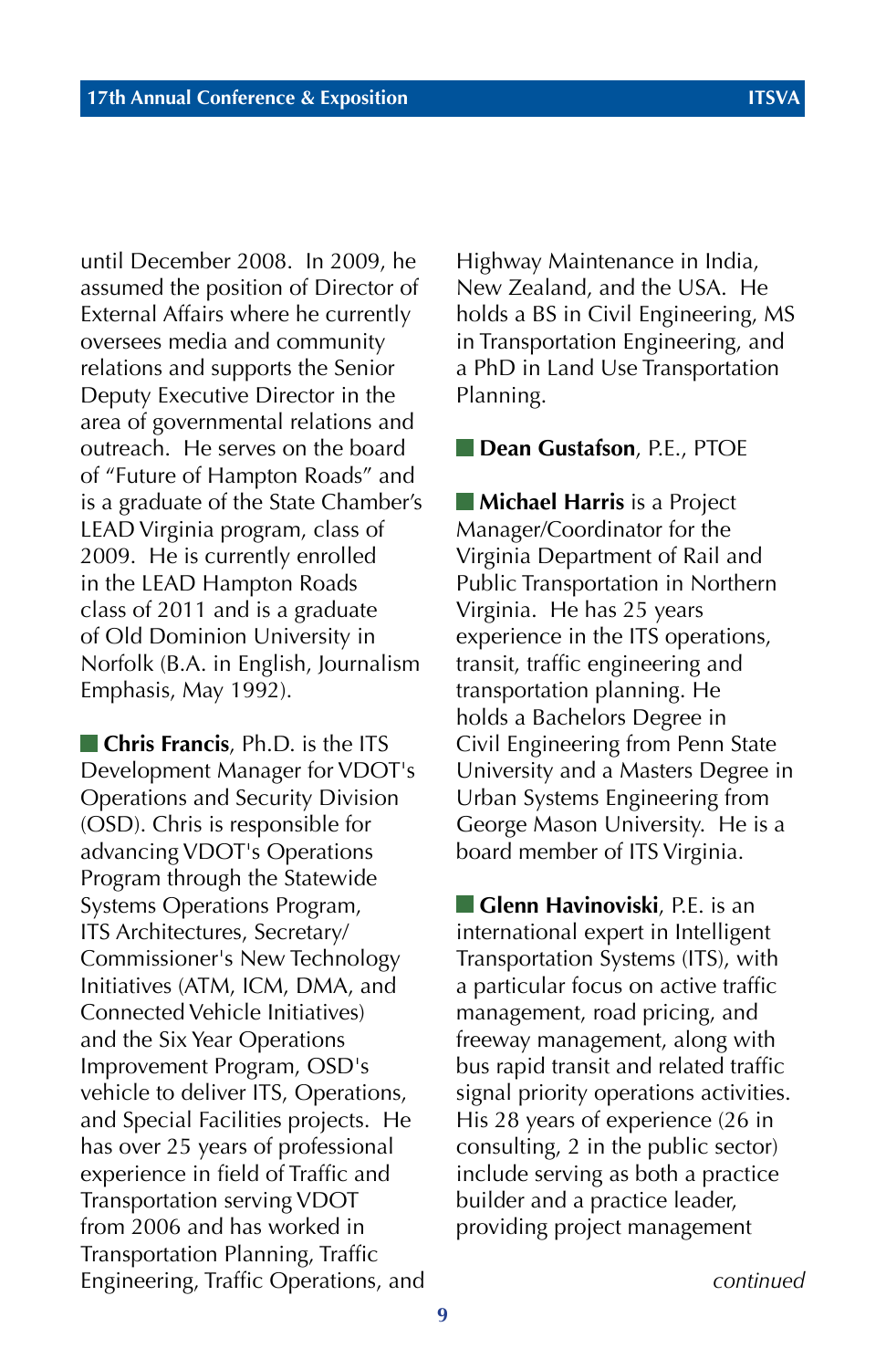until December 2008. In 2009, he assumed the position of Director of External Affairs where he currently oversees media and community relations and supports the Senior Deputy Executive Director in the area of governmental relations and outreach. He serves on the board of "Future of Hampton Roads" and is a graduate of the State Chamber's LEAD Virginia program, class of 2009. He is currently enrolled in the LEAD Hampton Roads class of 2011 and is a graduate of Old Dominion University in Norfolk (B.A. in English, Journalism Emphasis, May 1992).

■ **Chris Francis**, Ph.D. is the ITS Development Manager for VDOT's Operations and Security Division (OSD). Chris is responsible for advancing VDOT's Operations Program through the Statewide Systems Operations Program, ITS Architectures, Secretary/Commissioner's New Technology Initiatives (ATM, ICM, DMA, and Connected Vehicle Initiatives) and the Six Year Operations Improvement Program, OSD's vehicle to deliver ITS, Operations, and Special Facilities projects. He has over 25 years of professional experience in field of Traffic and Transportation serving VDOT from 2006 and has worked in Transportation Planning, Traffic Engineering, Traffic Operations, and Highway Maintenance in India, New Zealand, and the USA. He holds a BS in Civil Engineering, MS in Transportation Engineering, and a PhD in Land Use Transportation Planning.

■ **Dean Gustafson**, P.E., PTOE

■ **Michael Harris** is a Project Manager/Coordinator for the Virginia Department of Rail and Public Transportation in Northern Virginia. He has 25 years experience in the ITS operations, transit, traffic engineering and transportation planning. He holds a Bachelors Degree in Civil Engineering from Penn State University and a Masters Degree in Urban Systems Engineering from George Mason University. He is a board member of ITS Virginia.

■ **Glenn Havinoviski**, P.E. is an international expert in Intelligent Transportation Systems (ITS), with a particular focus on active traffic management, road pricing, and freeway management, along with bus rapid transit and related traffic signal priority operations activities. His 28 years of experience (26 in consulting, 2 in the public sector) include serving as both a practice builder and a practice leader, providing project management

*continued*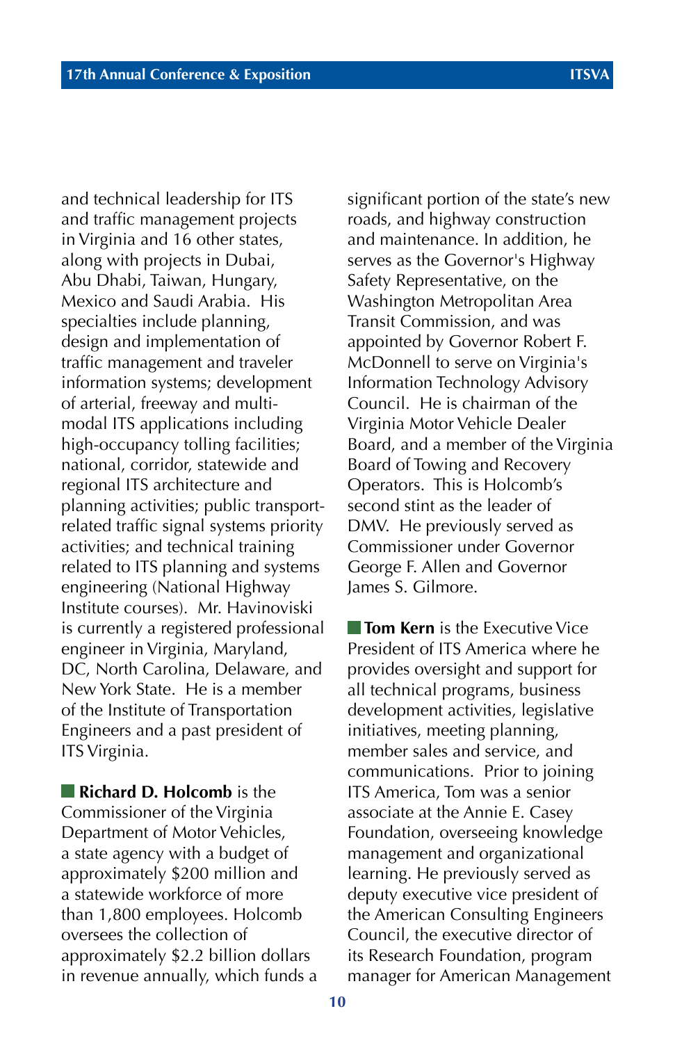and technical leadership for ITS and traffic management projects in Virginia and 16 other states, along with projects in Dubai, Abu Dhabi, Taiwan, Hungary, Mexico and Saudi Arabia. His specialties include planning, design and implementation of traffic management and traveler information systems; development of arterial, freeway and multi-modal ITS applications including high-occupancy tolling facilities; national, corridor, statewide and regional ITS architecture and planning activities; public transport-related traffic signal systems priority activities; and technical training related to ITS planning and systems engineering (National Highway Institute courses). Mr. Havinoviski is currently a registered professional engineer in Virginia, Maryland, DC, North Carolina, Delaware, and New York State. He is a member of the Institute of Transportation Engineers and a past president of ITS Virginia.

**Richard D. Holcomb** is the Commissioner of the Virginia Department of Motor Vehicles, a state agency with a budget of approximately $200 million and a statewide workforce of more than 1,800 employees. Holcomb oversees the collection of approximately $2.2 billion dollars in revenue annually, which funds a significant portion of the state's new roads, and highway construction and maintenance. In addition, he serves as the Governor's Highway Safety Representative, on the Washington Metropolitan Area Transit Commission, and was appointed by Governor Robert F. McDonnell to serve on Virginia's Information Technology Advisory Council. He is chairman of the Virginia Motor Vehicle Dealer Board, and a member of the Virginia Board of Towing and Recovery Operators. This is Holcomb's second stint as the leader of DMV. He previously served as Commissioner under Governor George F. Allen and Governor James S. Gilmore.

**Tom Kern** is the Executive Vice President of ITS America where he provides oversight and support for all technical programs, business development activities, legislative initiatives, meeting planning, member sales and service, and communications. Prior to joining ITS America, Tom was a senior associate at the Annie E. Casey Foundation, overseeing knowledge management and organizational learning. He previously served as deputy executive vice president of the American Consulting Engineers Council, the executive director of its Research Foundation, program manager for American Management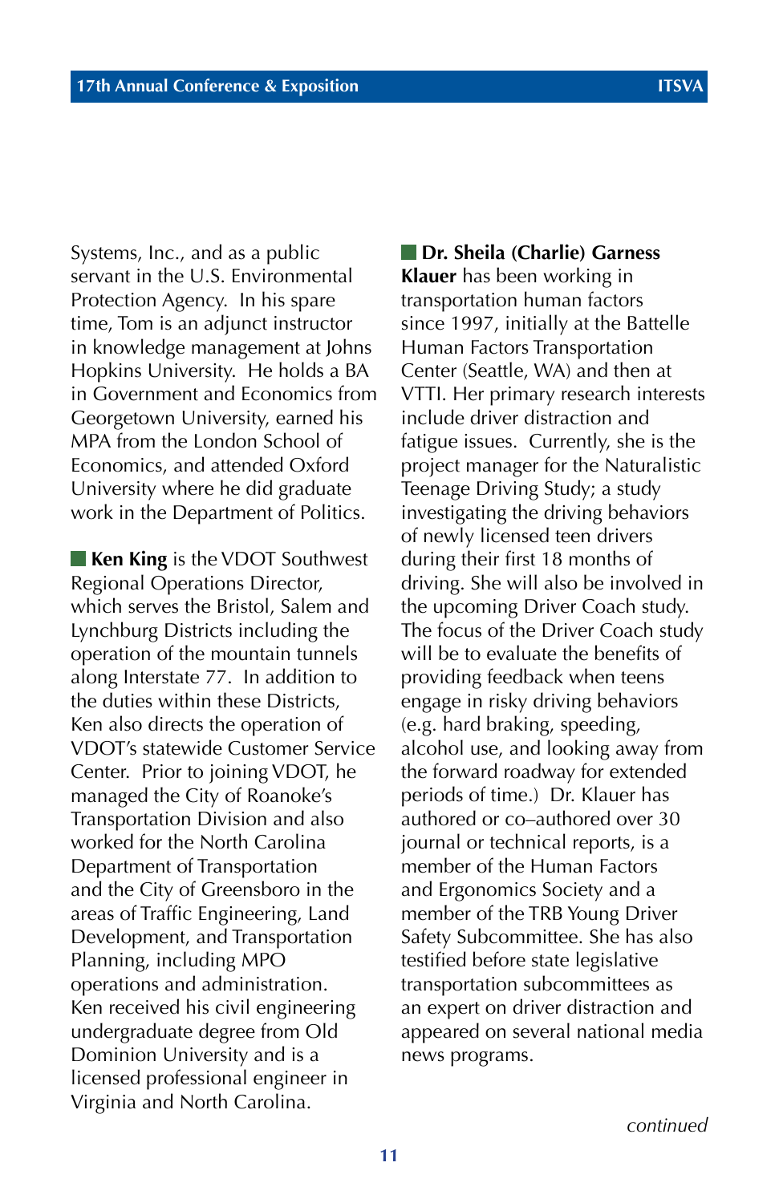Systems, Inc., and as a public servant in the U.S. Environmental Protection Agency. In his spare time, Tom is an adjunct instructor in knowledge management at Johns Hopkins University. He holds a BA in Government and Economics from Georgetown University, earned his MPA from the London School of Economics, and attended Oxford University where he did graduate work in the Department of Politics.

■ **Ken King** is the VDOT Southwest Regional Operations Director, which serves the Bristol, Salem and Lynchburg Districts including the operation of the mountain tunnels along Interstate 77. In addition to the duties within these Districts, Ken also directs the operation of VDOT's statewide Customer Service Center. Prior to joining VDOT, he managed the City of Roanoke's Transportation Division and also worked for the North Carolina Department of Transportation and the City of Greensboro in the areas of Traffic Engineering, Land Development, and Transportation Planning, including MPO operations and administration. Ken received his civil engineering undergraduate degree from Old Dominion University and is a licensed professional engineer in Virginia and North Carolina.

■ **Dr. Sheila (Charlie) Garness Klauer** has been working in transportation human factors since 1997, initially at the Battelle Human Factors Transportation Center (Seattle, WA) and then at VTTI. Her primary research interests include driver distraction and fatigue issues. Currently, she is the project manager for the Naturalistic Teenage Driving Study; a study investigating the driving behaviors of newly licensed teen drivers during their first 18 months of driving. She will also be involved in the upcoming Driver Coach study. The focus of the Driver Coach study will be to evaluate the benefits of providing feedback when teens engage in risky driving behaviors (e.g. hard braking, speeding, alcohol use, and looking away from the forward roadway for extended periods of time.) Dr. Klauer has authored or co–authored over 30 journal or technical reports, is a member of the Human Factors and Ergonomics Society and a member of the TRB Young Driver Safety Subcommittee. She has also testified before state legislative transportation subcommittees as an expert on driver distraction and appeared on several national media news programs.

*continued*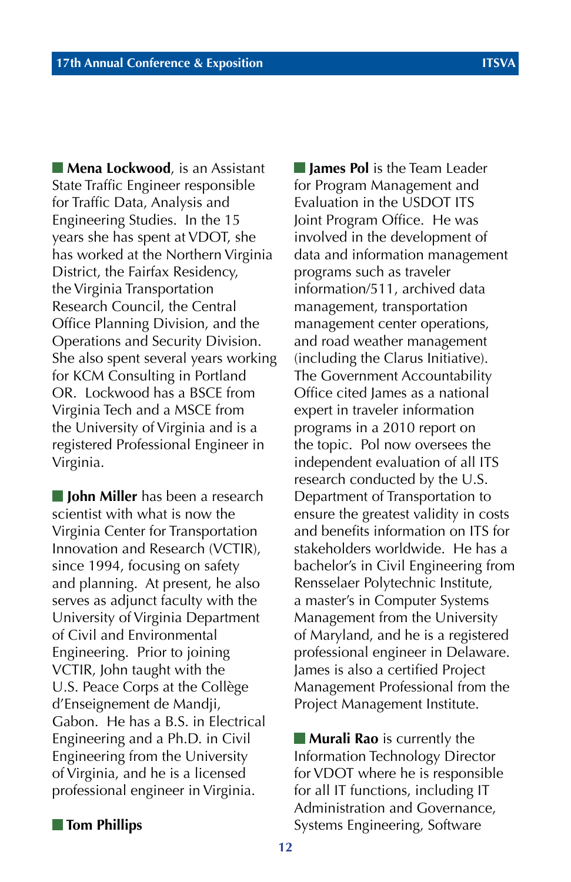**Mena Lockwood**, is an Assistant State Traffic Engineer responsible for Traffic Data, Analysis and Engineering Studies. In the 15 years she has spent at VDOT, she has worked at the Northern Virginia District, the Fairfax Residency, the Virginia Transportation Research Council, the Central Office Planning Division, and the Operations and Security Division. She also spent several years working for KCM Consulting in Portland OR. Lockwood has a BSCE from Virginia Tech and a MSCE from the University of Virginia and is a registered Professional Engineer in Virginia.

**John Miller** has been a research scientist with what is now the Virginia Center for Transportation Innovation and Research (VCTIR), since 1994, focusing on safety and planning. At present, he also serves as adjunct faculty with the University of Virginia Department of Civil and Environmental Engineering. Prior to joining VCTIR, John taught with the U.S. Peace Corps at the Collège d'Enseignement de Mandji, Gabon. He has a B.S. in Electrical Engineering and a Ph.D. in Civil Engineering from the University of Virginia, and he is a licensed professional engineer in Virginia.

**Tom Phillips**

**James Pol** is the Team Leader for Program Management and Evaluation in the USDOT ITS Joint Program Office. He was involved in the development of data and information management programs such as traveler information/511, archived data management, transportation management center operations, and road weather management (including the Clarus Initiative). The Government Accountability Office cited James as a national expert in traveler information programs in a 2010 report on the topic. Pol now oversees the independent evaluation of all ITS research conducted by the U.S. Department of Transportation to ensure the greatest validity in costs and benefits information on ITS for stakeholders worldwide. He has a bachelor's in Civil Engineering from Rensselaer Polytechnic Institute, a master's in Computer Systems Management from the University of Maryland, and he is a registered professional engineer in Delaware. James is also a certified Project Management Professional from the Project Management Institute.

**Murali Rao** is currently the Information Technology Director for VDOT where he is responsible for all IT functions, including IT Administration and Governance, Systems Engineering, Software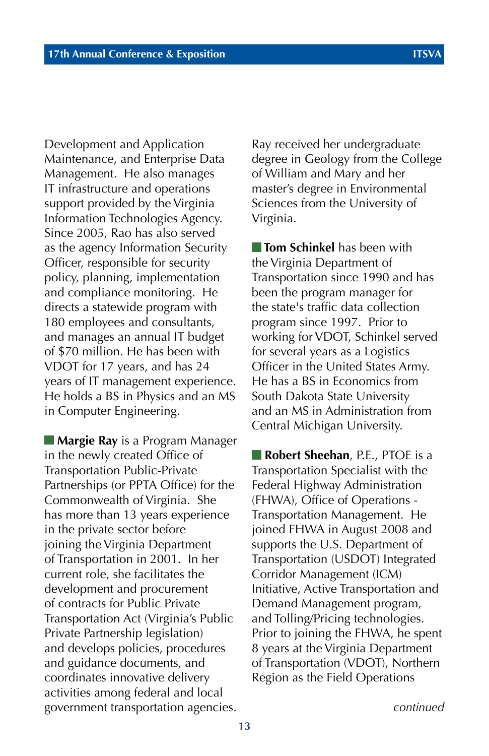Development and Application Maintenance, and Enterprise Data Management. He also manages IT infrastructure and operations support provided by the Virginia Information Technologies Agency. Since 2005, Rao has also served as the agency Information Security Officer, responsible for security policy, planning, implementation and compliance monitoring. He directs a statewide program with 180 employees and consultants, and manages an annual IT budget of $70 million. He has been with VDOT for 17 years, and has 24 years of IT management experience. He holds a BS in Physics and an MS in Computer Engineering.

**Margie Ray** is a Program Manager in the newly created Office of Transportation Public-Private Partnerships (or PPTA Office) for the Commonwealth of Virginia. She has more than 13 years experience in the private sector before joining the Virginia Department of Transportation in 2001. In her current role, she facilitates the development and procurement of contracts for Public Private Transportation Act (Virginia's Public Private Partnership legislation) and develops policies, procedures and guidance documents, and coordinates innovative delivery activities among federal and local government transportation agencies. Ray received her undergraduate degree in Geology from the College of William and Mary and her master's degree in Environmental Sciences from the University of Virginia.

**Tom Schinkel** has been with the Virginia Department of Transportation since 1990 and has been the program manager for the state's traffic data collection program since 1997. Prior to working for VDOT, Schinkel served for several years as a Logistics Officer in the United States Army. He has a BS in Economics from South Dakota State University and an MS in Administration from Central Michigan University.

**Robert Sheehan**, P.E., PTOE is a Transportation Specialist with the Federal Highway Administration (FHWA), Office of Operations - Transportation Management. He joined FHWA in August 2008 and supports the U.S. Department of Transportation (USDOT) Integrated Corridor Management (ICM) Initiative, Active Transportation and Demand Management program, and Tolling/Pricing technologies. Prior to joining the FHWA, he spent 8 years at the Virginia Department of Transportation (VDOT), Northern Region as the Field Operations

*continued*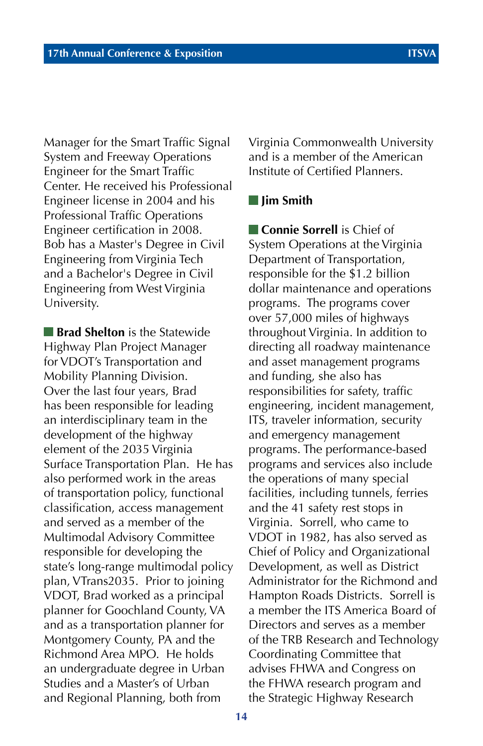Manager for the Smart Traffic Signal System and Freeway Operations Engineer for the Smart Traffic Center. He received his Professional Engineer license in 2004 and his Professional Traffic Operations Engineer certification in 2008. Bob has a Master's Degree in Civil Engineering from Virginia Tech and a Bachelor's Degree in Civil Engineering from West Virginia University.

■ **Brad Shelton** is the Statewide Highway Plan Project Manager for VDOT's Transportation and Mobility Planning Division. Over the last four years, Brad has been responsible for leading an interdisciplinary team in the development of the highway element of the 2035 Virginia Surface Transportation Plan. He has also performed work in the areas of transportation policy, functional classification, access management and served as a member of the Multimodal Advisory Committee responsible for developing the state's long-range multimodal policy plan, VTrans2035. Prior to joining VDOT, Brad worked as a principal planner for Goochland County, VA and as a transportation planner for Montgomery County, PA and the Richmond Area MPO. He holds an undergraduate degree in Urban Studies and a Master's of Urban and Regional Planning, both from Virginia Commonwealth University and is a member of the American Institute of Certified Planners.

■ **Jim Smith**

■ **Connie Sorrell** is Chief of System Operations at the Virginia Department of Transportation, responsible for the $1.2 billion dollar maintenance and operations programs. The programs cover over 57,000 miles of highways throughout Virginia. In addition to directing all roadway maintenance and asset management programs and funding, she also has responsibilities for safety, traffic engineering, incident management, ITS, traveler information, security and emergency management programs. The performance-based programs and services also include the operations of many special facilities, including tunnels, ferries and the 41 safety rest stops in Virginia. Sorrell, who came to VDOT in 1982, has also served as Chief of Policy and Organizational Development, as well as District Administrator for the Richmond and Hampton Roads Districts. Sorrell is a member the ITS America Board of Directors and serves as a member of the TRB Research and Technology Coordinating Committee that advises FHWA and Congress on the FHWA research program and the Strategic Highway Research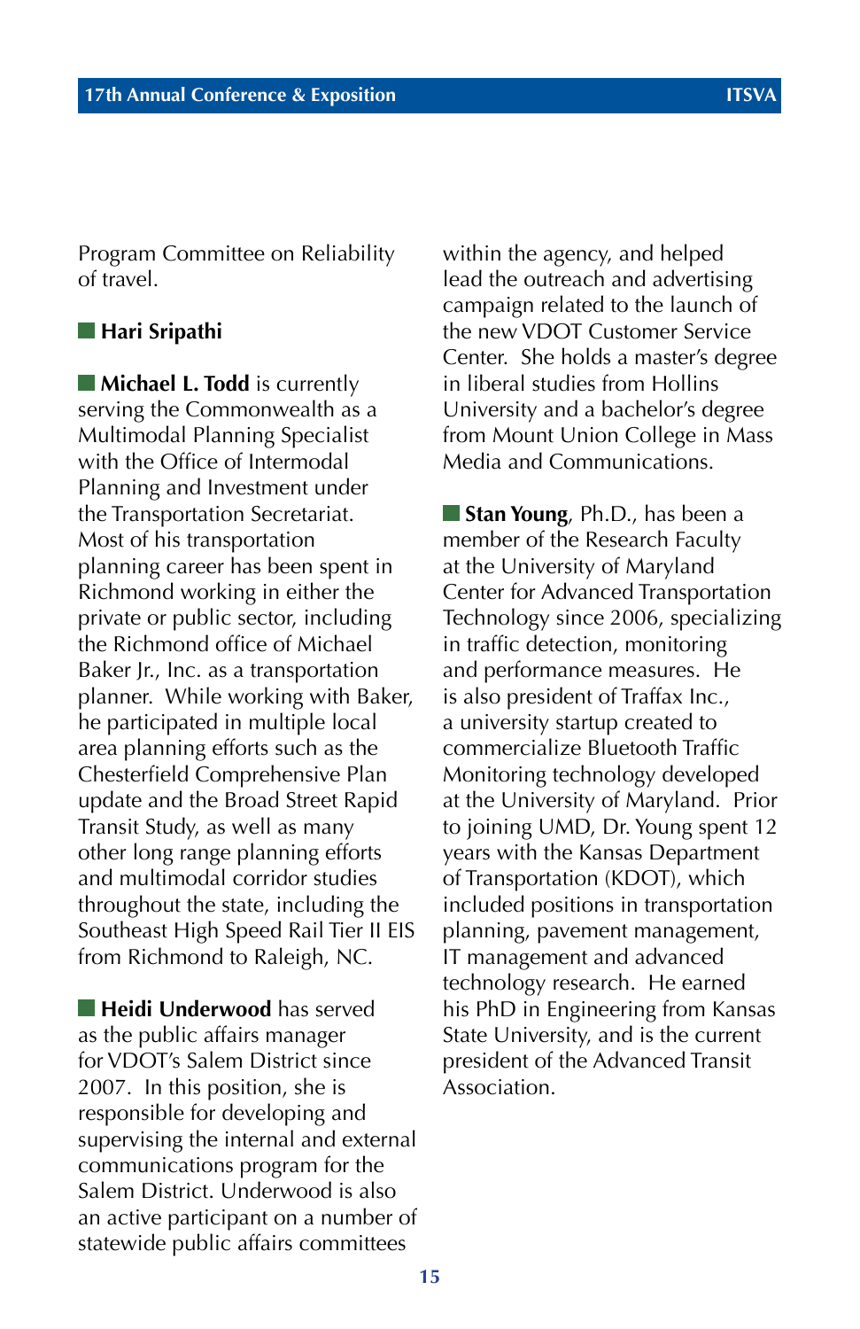Program Committee on Reliability of travel.

■ **Hari Sripathi**

■ **Michael L. Todd** is currently serving the Commonwealth as a Multimodal Planning Specialist with the Office of Intermodal Planning and Investment under the Transportation Secretariat. Most of his transportation planning career has been spent in Richmond working in either the private or public sector, including the Richmond office of Michael Baker Jr., Inc. as a transportation planner. While working with Baker, he participated in multiple local area planning efforts such as the Chesterfield Comprehensive Plan update and the Broad Street Rapid Transit Study, as well as many other long range planning efforts and multimodal corridor studies throughout the state, including the Southeast High Speed Rail Tier II EIS from Richmond to Raleigh, NC.

■ **Heidi Underwood** has served as the public affairs manager for VDOT's Salem District since 2007. In this position, she is responsible for developing and supervising the internal and external communications program for the Salem District. Underwood is also an active participant on a number of statewide public affairs committees within the agency, and helped lead the outreach and advertising campaign related to the launch of the new VDOT Customer Service Center. She holds a master's degree in liberal studies from Hollins University and a bachelor's degree from Mount Union College in Mass Media and Communications.

■ **Stan Young**, Ph.D., has been a member of the Research Faculty at the University of Maryland Center for Advanced Transportation Technology since 2006, specializing in traffic detection, monitoring and performance measures. He is also president of Traffax Inc., a university startup created to commercialize Bluetooth Traffic Monitoring technology developed at the University of Maryland. Prior to joining UMD, Dr. Young spent 12 years with the Kansas Department of Transportation (KDOT), which included positions in transportation planning, pavement management, IT management and advanced technology research. He earned his PhD in Engineering from Kansas State University, and is the current president of the Advanced Transit Association.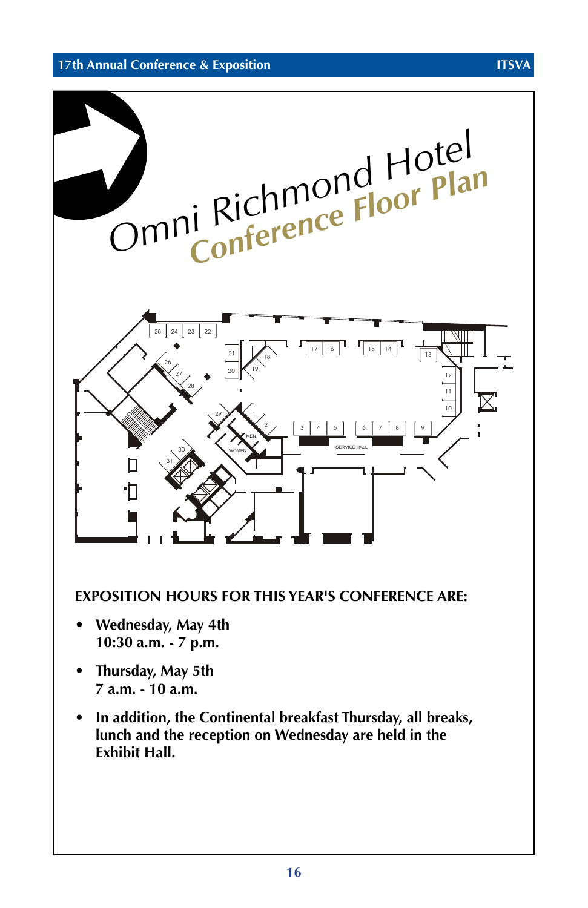# Omni Richmond Hotel
## Conference Floor Plan

**EXPOSITION HOURS FOR THIS YEAR'S CONFERENCE ARE:**

- **Wednesday, May 4th**
  **10:30 a.m. - 7 p.m.**
- **Thursday, May 5th**
  **7 a.m. - 10 a.m.**
- **In addition, the Continental breakfast Thursday, all breaks, lunch and the reception on Wednesday are held in the Exhibit Hall.**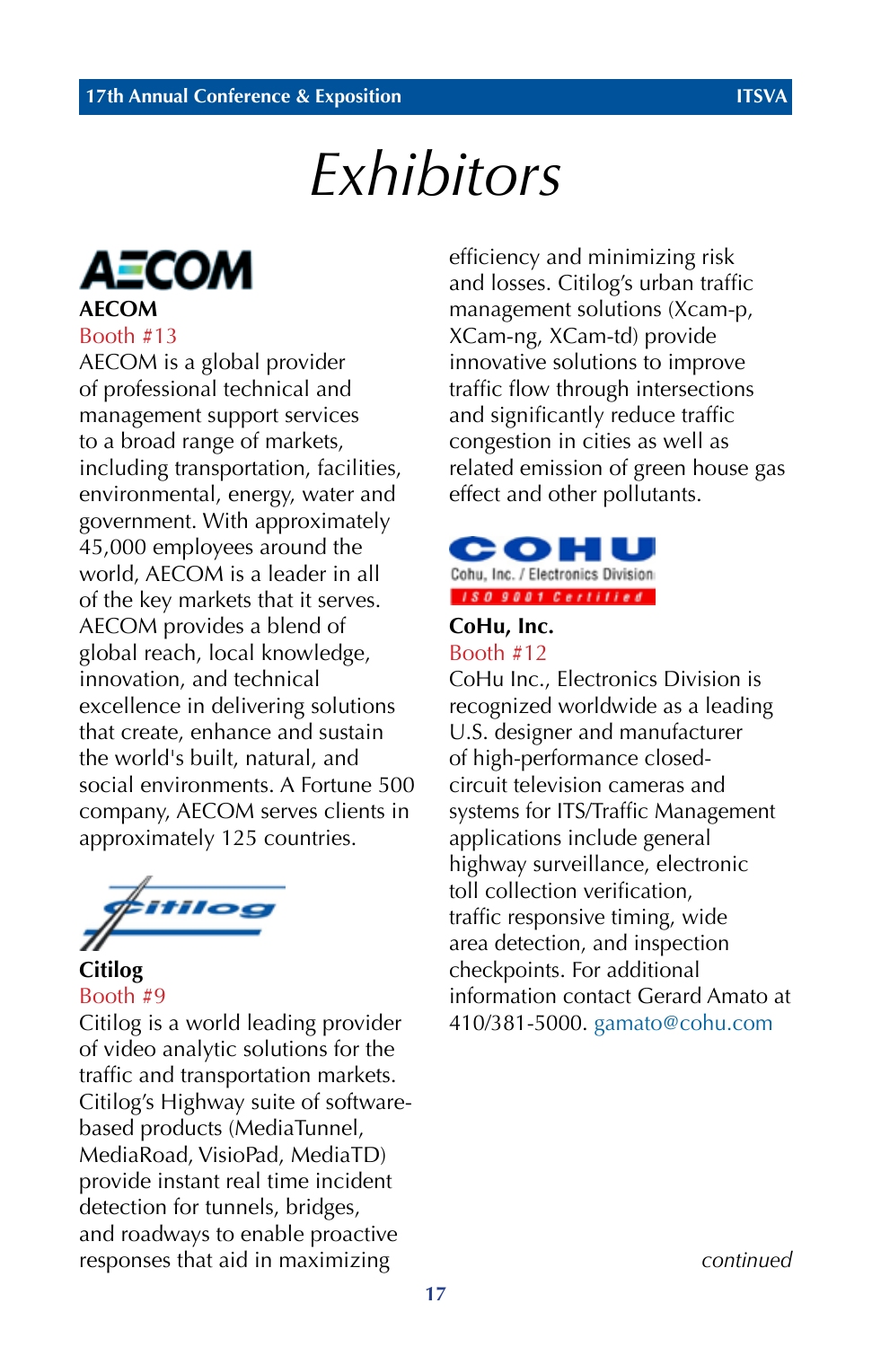# Exhibitors

**AECOM**

Booth #13

AECOM is a global provider of professional technical and management support services to a broad range of markets, including transportation, facilities, environmental, energy, water and government. With approximately 45,000 employees around the world, AECOM is a leader in all of the key markets that it serves. AECOM provides a blend of global reach, local knowledge, innovation, and technical excellence in delivering solutions that create, enhance and sustain the world's built, natural, and social environments. A Fortune 500 company, AECOM serves clients in approximately 125 countries.

**Citilog**

Booth #9

Citilog is a world leading provider of video analytic solutions for the traffic and transportation markets. Citilog's Highway suite of software-based products (MediaTunnel, MediaRoad, VisioPad, MediaTD) provide instant real time incident detection for tunnels, bridges, and roadways to enable proactive responses that aid in maximizing efficiency and minimizing risk and losses. Citilog's urban traffic management solutions (Xcam-p, XCam-ng, XCam-td) provide innovative solutions to improve traffic flow through intersections and significantly reduce traffic congestion in cities as well as related emission of green house gas effect and other pollutants.

**CoHu, Inc.**

Booth #12

CoHu Inc., Electronics Division is recognized worldwide as a leading U.S. designer and manufacturer of high-performance closed-circuit television cameras and systems for ITS/Traffic Management applications include general highway surveillance, electronic toll collection verification, traffic responsive timing, wide area detection, and inspection checkpoints. For additional information contact Gerard Amato at 410/381-5000. gamato@cohu.com

*continued*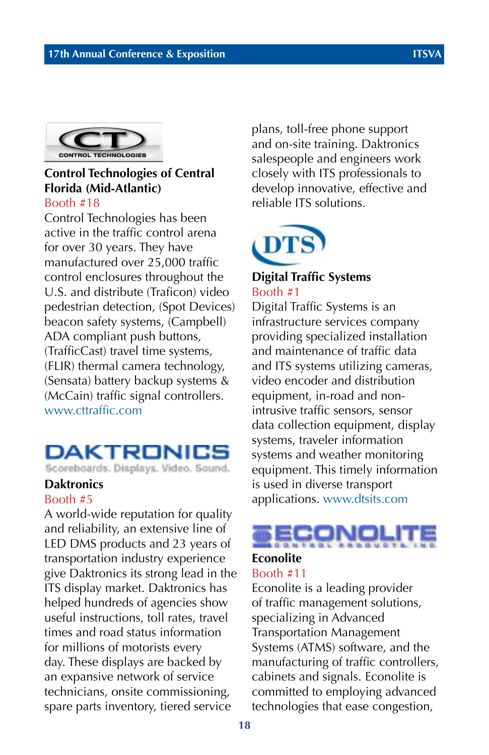## Control Technologies of Central Florida (Mid-Atlantic)

Booth #18

Control Technologies has been active in the traffic control arena for over 30 years. They have manufactured over 25,000 traffic control enclosures throughout the U.S. and distribute (Traficon) video pedestrian detection, (Spot Devices) beacon safety systems, (Campbell) ADA compliant push buttons, (TrafficCast) travel time systems, (FLIR) thermal camera technology, (Sensata) battery backup systems & (McCain) traffic signal controllers. www.cttraffic.com

## Daktronics

Booth #5

A world-wide reputation for quality and reliability, an extensive line of LED DMS products and 23 years of transportation industry experience give Daktronics its strong lead in the ITS display market. Daktronics has helped hundreds of agencies show useful instructions, toll rates, travel times and road status information for millions of motorists every day. These displays are backed by an expansive network of service technicians, onsite commissioning, spare parts inventory, tiered service plans, toll-free phone support and on-site training. Daktronics salespeople and engineers work closely with ITS professionals to develop innovative, effective and reliable ITS solutions.

## Digital Traffic Systems

Booth #1

Digital Traffic Systems is an infrastructure services company providing specialized installation and maintenance of traffic data and ITS systems utilizing cameras, video encoder and distribution equipment, in-road and non-intrusive traffic sensors, sensor data collection equipment, display systems, traveler information systems and weather monitoring equipment. This timely information is used in diverse transport applications. www.dtsits.com

## Econolite

Booth #11

Econolite is a leading provider of traffic management solutions, specializing in Advanced Transportation Management Systems (ATMS) software, and the manufacturing of traffic controllers, cabinets and signals. Econolite is committed to employing advanced technologies that ease congestion,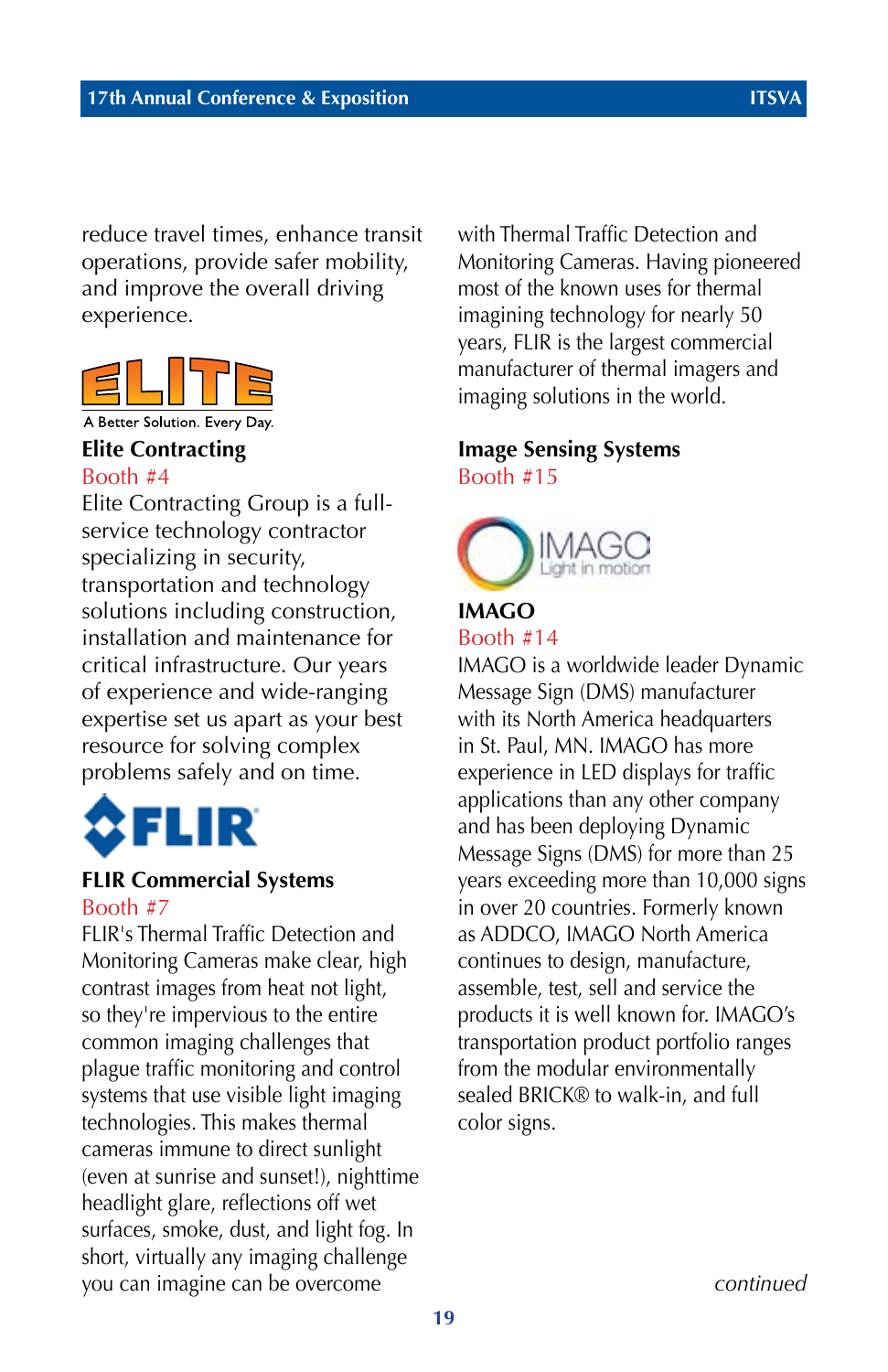reduce travel times, enhance transit operations, provide safer mobility, and improve the overall driving experience.

ELITE
A Better Solution. Every Day.

**Elite Contracting**
Booth #4

Elite Contracting Group is a full-service technology contractor specializing in security, transportation and technology solutions including construction, installation and maintenance for critical infrastructure. Our years of experience and wide-ranging expertise set us apart as your best resource for solving complex problems safely and on time.

FLIR

**FLIR Commercial Systems**
Booth #7

FLIR's Thermal Traffic Detection and Monitoring Cameras make clear, high contrast images from heat not light, so they're impervious to the entire common imaging challenges that plague traffic monitoring and control systems that use visible light imaging technologies. This makes thermal cameras immune to direct sunlight (even at sunrise and sunset!), nighttime headlight glare, reflections off wet surfaces, smoke, dust, and light fog. In short, virtually any imaging challenge you can imagine can be overcome with Thermal Traffic Detection and Monitoring Cameras. Having pioneered most of the known uses for thermal imagining technology for nearly 50 years, FLIR is the largest commercial manufacturer of thermal imagers and imaging solutions in the world.

**Image Sensing Systems**
Booth #15

IMAGO
Light in motion

**IMAGO**
Booth #14

IMAGO is a worldwide leader Dynamic Message Sign (DMS) manufacturer with its North America headquarters in St. Paul, MN. IMAGO has more experience in LED displays for traffic applications than any other company and has been deploying Dynamic Message Signs (DMS) for more than 25 years exceeding more than 10,000 signs in over 20 countries. Formerly known as ADDCO, IMAGO North America continues to design, manufacture, assemble, test, sell and service the products it is well known for. IMAGO's transportation product portfolio ranges from the modular environmentally sealed BRICK® to walk-in, and full color signs.

*continued*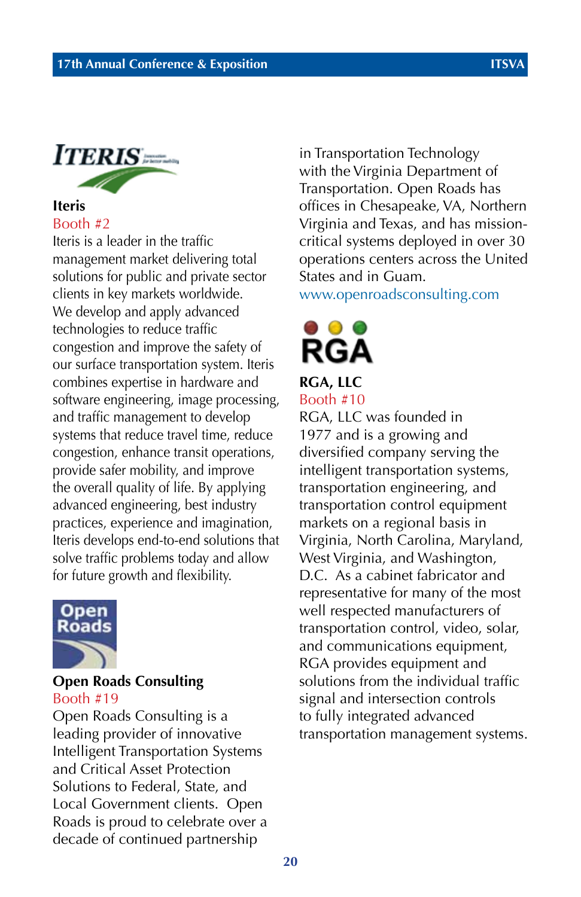**Iteris**

Booth #2

Iteris is a leader in the traffic management market delivering total solutions for public and private sector clients in key markets worldwide. We develop and apply advanced technologies to reduce traffic congestion and improve the safety of our surface transportation system. Iteris combines expertise in hardware and software engineering, image processing, and traffic management to develop systems that reduce travel time, reduce congestion, enhance transit operations, provide safer mobility, and improve the overall quality of life. By applying advanced engineering, best industry practices, experience and imagination, Iteris develops end-to-end solutions that solve traffic problems today and allow for future growth and flexibility.

**Open Roads Consulting**

Booth #19

Open Roads Consulting is a leading provider of innovative Intelligent Transportation Systems and Critical Asset Protection Solutions to Federal, State, and Local Government clients. Open Roads is proud to celebrate over a decade of continued partnership in Transportation Technology with the Virginia Department of Transportation. Open Roads has offices in Chesapeake, VA, Northern Virginia and Texas, and has mission-critical systems deployed in over 30 operations centers across the United States and in Guam.

www.openroadsconsulting.com

**RGA, LLC**

Booth #10

RGA, LLC was founded in 1977 and is a growing and diversified company serving the intelligent transportation systems, transportation engineering, and transportation control equipment markets on a regional basis in Virginia, North Carolina, Maryland, West Virginia, and Washington, D.C. As a cabinet fabricator and representative for many of the most well respected manufacturers of transportation control, video, solar, and communications equipment, RGA provides equipment and solutions from the individual traffic signal and intersection controls to fully integrated advanced transportation management systems.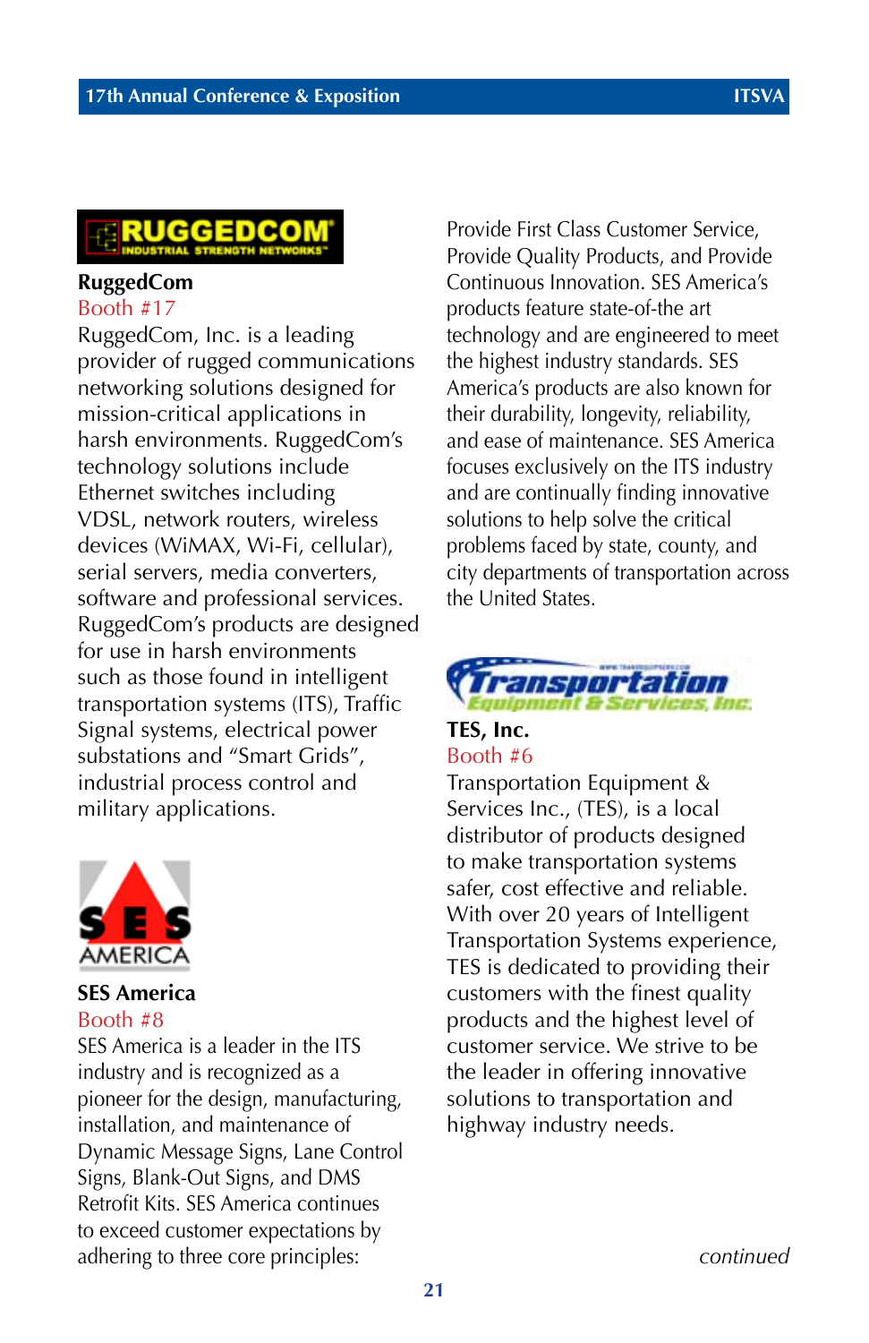**RuggedCom**
Booth #17

RuggedCom, Inc. is a leading provider of rugged communications networking solutions designed for mission-critical applications in harsh environments. RuggedCom's technology solutions include Ethernet switches including VDSL, network routers, wireless devices (WiMAX, Wi-Fi, cellular), serial servers, media converters, software and professional services. RuggedCom's products are designed for use in harsh environments such as those found in intelligent transportation systems (ITS), Traffic Signal systems, electrical power substations and "Smart Grids", industrial process control and military applications.

**SES America**
Booth #8

SES America is a leader in the ITS industry and is recognized as a pioneer for the design, manufacturing, installation, and maintenance of Dynamic Message Signs, Lane Control Signs, Blank-Out Signs, and DMS Retrofit Kits. SES America continues to exceed customer expectations by adhering to three core principles: Provide First Class Customer Service, Provide Quality Products, and Provide Continuous Innovation. SES America's products feature state-of-the art technology and are engineered to meet the highest industry standards. SES America's products are also known for their durability, longevity, reliability, and ease of maintenance. SES America focuses exclusively on the ITS industry and are continually finding innovative solutions to help solve the critical problems faced by state, county, and city departments of transportation across the United States.

**TES, Inc.**
Booth #6

Transportation Equipment & Services Inc., (TES), is a local distributor of products designed to make transportation systems safer, cost effective and reliable. With over 20 years of Intelligent Transportation Systems experience, TES is dedicated to providing their customers with the finest quality products and the highest level of customer service. We strive to be the leader in offering innovative solutions to transportation and highway industry needs.

*continued*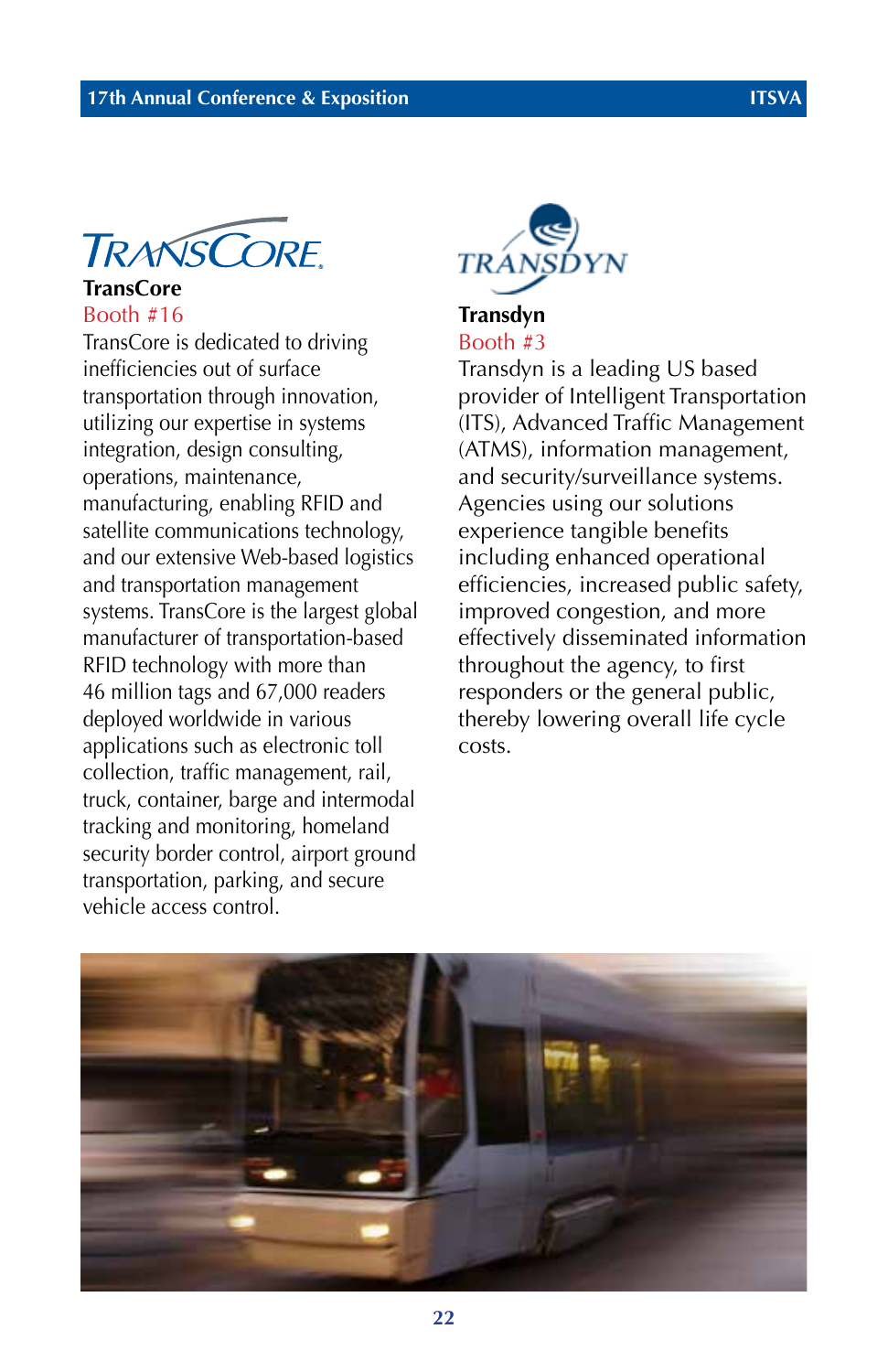## TransCore

Booth #16

TransCore is dedicated to driving inefficiencies out of surface transportation through innovation, utilizing our expertise in systems integration, design consulting, operations, maintenance, manufacturing, enabling RFID and satellite communications technology, and our extensive Web-based logistics and transportation management systems. TransCore is the largest global manufacturer of transportation-based RFID technology with more than 46 million tags and 67,000 readers deployed worldwide in various applications such as electronic toll collection, traffic management, rail, truck, container, barge and intermodal tracking and monitoring, homeland security border control, airport ground transportation, parking, and secure vehicle access control.

## Transdyn

Booth #3

Transdyn is a leading US based provider of Intelligent Transportation (ITS), Advanced Traffic Management (ATMS), information management, and security/surveillance systems. Agencies using our solutions experience tangible benefits including enhanced operational efficiencies, increased public safety, improved congestion, and more effectively disseminated information throughout the agency, to first responders or the general public, thereby lowering overall life cycle costs.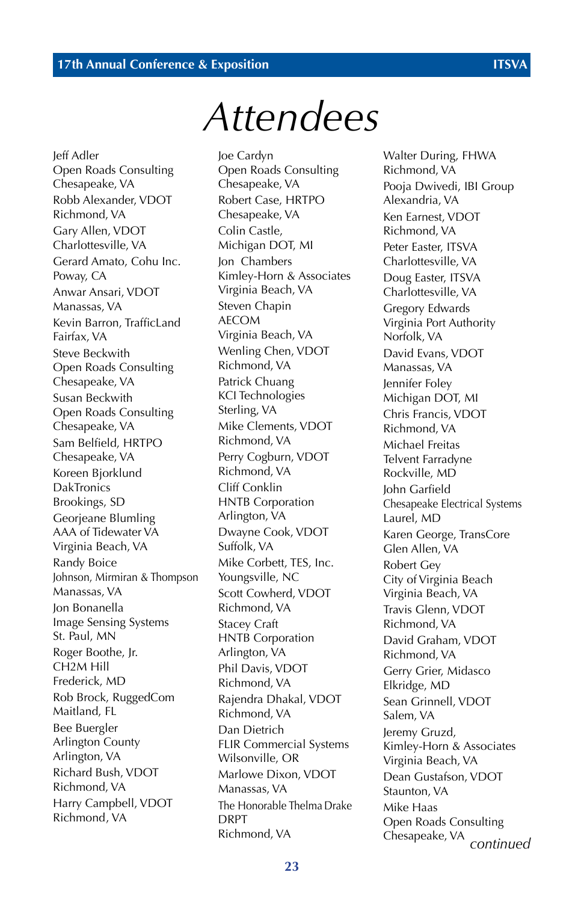# Attendees

Jeff Adler
Open Roads Consulting
Chesapeake, VA

Robb Alexander, VDOT
Richmond, VA

Gary Allen, VDOT
Charlottesville, VA

Gerard Amato, Cohu Inc.
Poway, CA

Anwar Ansari, VDOT
Manassas, VA

Kevin Barron, TrafficLand
Fairfax, VA

Steve Beckwith
Open Roads Consulting
Chesapeake, VA

Susan Beckwith
Open Roads Consulting
Chesapeake, VA

Sam Belfield, HRTPO
Chesapeake, VA

Koreen Bjorklund
DakTronics
Brookings, SD

Georjeane Blumling
AAA of Tidewater VA
Virginia Beach, VA

Randy Boice
Johnson, Mirmiran & Thompson
Manassas, VA

Jon Bonanella
Image Sensing Systems
St. Paul, MN

Roger Boothe, Jr.
CH2M Hill
Frederick, MD

Rob Brock, RuggedCom
Maitland, FL

Bee Buergler
Arlington County
Arlington, VA

Richard Bush, VDOT
Richmond, VA

Harry Campbell, VDOT
Richmond, VA

Joe Cardyn
Open Roads Consulting
Chesapeake, VA

Robert Case, HRTPO
Chesapeake, VA

Colin Castle,
Michigan DOT, MI

Jon Chambers
Kimley-Horn & Associates
Virginia Beach, VA

Steven Chapin
AECOM
Virginia Beach, VA

Wenling Chen, VDOT
Richmond, VA

Patrick Chuang
KCI Technologies
Sterling, VA

Mike Clements, VDOT
Richmond, VA

Perry Cogburn, VDOT
Richmond, VA

Cliff Conklin
HNTB Corporation
Arlington, VA

Dwayne Cook, VDOT
Suffolk, VA

Mike Corbett, TES, Inc.
Youngsville, NC

Scott Cowherd, VDOT
Richmond, VA

Stacey Craft
HNTB Corporation
Arlington, VA

Phil Davis, VDOT
Richmond, VA

Rajendra Dhakal, VDOT
Richmond, VA

Dan Dietrich
FLIR Commercial Systems
Wilsonville, OR

Marlowe Dixon, VDOT
Manassas, VA

The Honorable Thelma Drake
DRPT
Richmond, VA

Walter During, FHWA
Richmond, VA

Pooja Dwivedi, IBI Group
Alexandria, VA

Ken Earnest, VDOT
Richmond, VA

Peter Easter, ITSVA
Charlottesville, VA

Doug Easter, ITSVA
Charlottesville, VA

Gregory Edwards
Virginia Port Authority
Norfolk, VA

David Evans, VDOT
Manassas, VA

Jennifer Foley
Michigan DOT, MI

Chris Francis, VDOT
Richmond, VA

Michael Freitas
Telvent Farradyne
Rockville, MD

John Garfield
Chesapeake Electrical Systems
Laurel, MD

Karen George, TransCore
Glen Allen, VA

Robert Gey
City of Virginia Beach
Virginia Beach, VA

Travis Glenn, VDOT
Richmond, VA

David Graham, VDOT
Richmond, VA

Gerry Grier, Midasco
Elkridge, MD

Sean Grinnell, VDOT
Salem, VA

Jeremy Gruzd,
Kimley-Horn & Associates
Virginia Beach, VA

Dean Gustafson, VDOT
Staunton, VA

Mike Haas
Open Roads Consulting
Chesapeake, VA

*continued*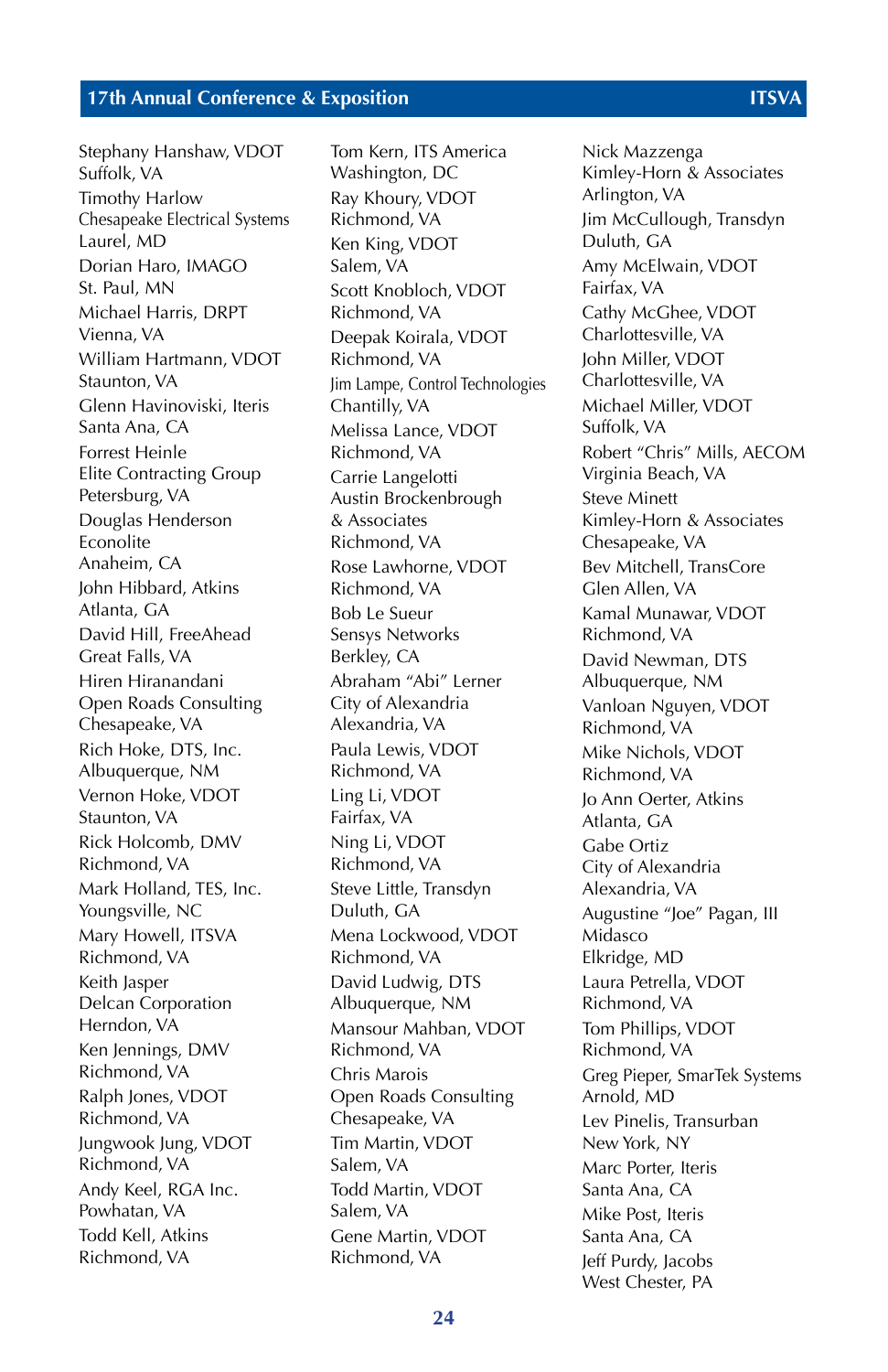Stephany Hanshaw, VDOT
Suffolk, VA

Timothy Harlow
Chesapeake Electrical Systems
Laurel, MD

Dorian Haro, IMAGO
St. Paul, MN

Michael Harris, DRPT
Vienna, VA

William Hartmann, VDOT
Staunton, VA

Glenn Havinoviski, Iteris
Santa Ana, CA

Forrest Heinle
Elite Contracting Group
Petersburg, VA

Douglas Henderson
Econolite
Anaheim, CA

John Hibbard, Atkins
Atlanta, GA

David Hill, FreeAhead
Great Falls, VA

Hiren Hiranandani
Open Roads Consulting
Chesapeake, VA

Rich Hoke, DTS, Inc.
Albuquerque, NM

Vernon Hoke, VDOT
Staunton, VA

Rick Holcomb, DMV
Richmond, VA

Mark Holland, TES, Inc.
Youngsville, NC

Mary Howell, ITSVA
Richmond, VA

Keith Jasper
Delcan Corporation
Herndon, VA

Ken Jennings, DMV
Richmond, VA

Ralph Jones, VDOT
Richmond, VA

Jungwook Jung, VDOT
Richmond, VA

Andy Keel, RGA Inc.
Powhatan, VA

Todd Kell, Atkins
Richmond, VA

Tom Kern, ITS America
Washington, DC

Ray Khoury, VDOT
Richmond, VA

Ken King, VDOT
Salem, VA

Scott Knobloch, VDOT
Richmond, VA

Deepak Koirala, VDOT
Richmond, VA

Jim Lampe, Control Technologies
Chantilly, VA

Melissa Lance, VDOT
Richmond, VA

Carrie Langelotti
Austin Brockenbrough
& Associates
Richmond, VA

Rose Lawhorne, VDOT
Richmond, VA

Bob Le Sueur
Sensys Networks
Berkley, CA

Abraham "Abi" Lerner
City of Alexandria
Alexandria, VA

Paula Lewis, VDOT
Richmond, VA

Ling Li, VDOT
Fairfax, VA

Ning Li, VDOT
Richmond, VA

Steve Little, Transdyn
Duluth, GA

Mena Lockwood, VDOT
Richmond, VA

David Ludwig, DTS
Albuquerque, NM

Mansour Mahban, VDOT
Richmond, VA

Chris Marois
Open Roads Consulting
Chesapeake, VA

Tim Martin, VDOT
Salem, VA

Todd Martin, VDOT
Salem, VA

Gene Martin, VDOT
Richmond, VA

Nick Mazzenga
Kimley-Horn & Associates
Arlington, VA

Jim McCullough, Transdyn
Duluth, GA

Amy McElwain, VDOT
Fairfax, VA

Cathy McGhee, VDOT
Charlottesville, VA

John Miller, VDOT
Charlottesville, VA

Michael Miller, VDOT
Suffolk, VA

Robert "Chris" Mills, AECOM
Virginia Beach, VA

Steve Minett
Kimley-Horn & Associates
Chesapeake, VA

Bev Mitchell, TransCore
Glen Allen, VA

Kamal Munawar, VDOT
Richmond, VA

David Newman, DTS
Albuquerque, NM

Vanloan Nguyen, VDOT
Richmond, VA

Mike Nichols, VDOT
Richmond, VA

Jo Ann Oerter, Atkins
Atlanta, GA

Gabe Ortiz
City of Alexandria
Alexandria, VA

Augustine "Joe" Pagan, III
Midasco
Elkridge, MD

Laura Petrella, VDOT
Richmond, VA

Tom Phillips, VDOT
Richmond, VA

Greg Pieper, SmarTek Systems
Arnold, MD

Lev Pinelis, Transurban
New York, NY

Marc Porter, Iteris
Santa Ana, CA

Mike Post, Iteris
Santa Ana, CA

Jeff Purdy, Jacobs
West Chester, PA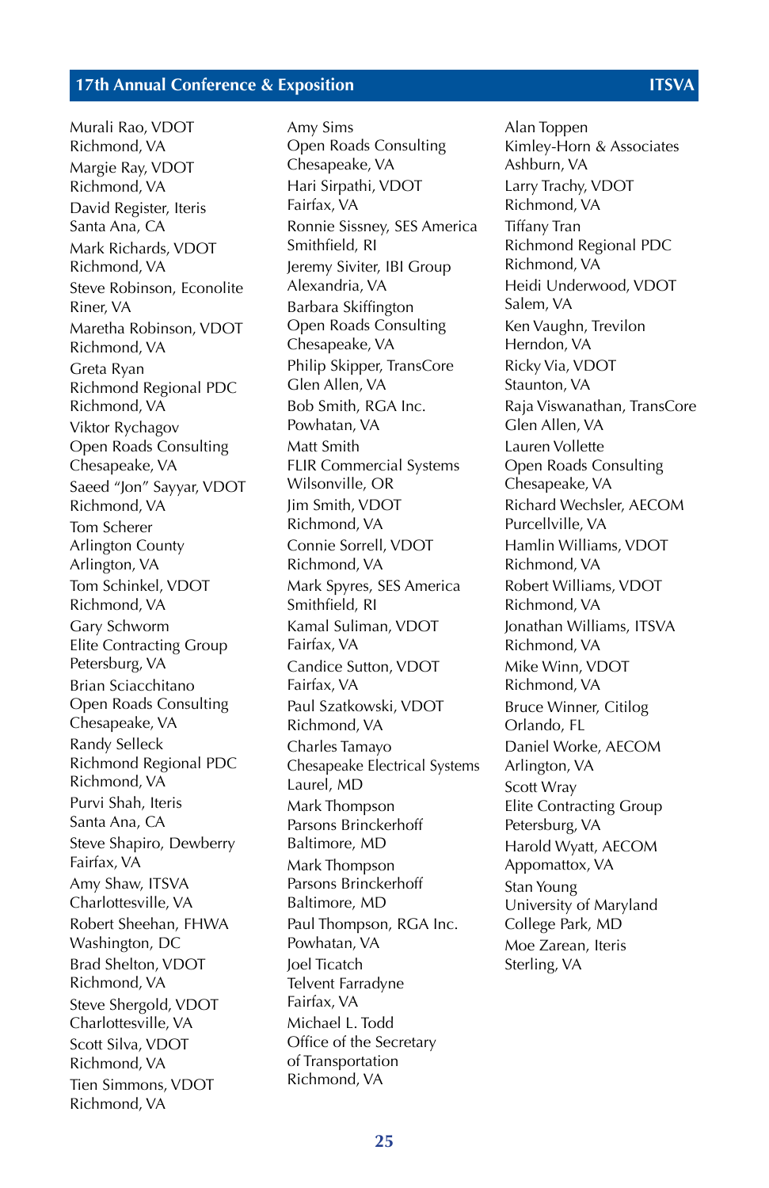Murali Rao, VDOT
Richmond, VA

Margie Ray, VDOT
Richmond, VA

David Register, Iteris
Santa Ana, CA

Mark Richards, VDOT
Richmond, VA

Steve Robinson, Econolite
Riner, VA

Maretha Robinson, VDOT
Richmond, VA

Greta Ryan
Richmond Regional PDC
Richmond, VA

Viktor Rychagov
Open Roads Consulting
Chesapeake, VA

Saeed "Jon" Sayyar, VDOT
Richmond, VA

Tom Scherer
Arlington County
Arlington, VA

Tom Schinkel, VDOT
Richmond, VA

Gary Schworm
Elite Contracting Group
Petersburg, VA

Brian Sciacchitano
Open Roads Consulting
Chesapeake, VA

Randy Selleck
Richmond Regional PDC
Richmond, VA

Purvi Shah, Iteris
Santa Ana, CA

Steve Shapiro, Dewberry
Fairfax, VA

Amy Shaw, ITSVA
Charlottesville, VA

Robert Sheehan, FHWA
Washington, DC

Brad Shelton, VDOT
Richmond, VA

Steve Shergold, VDOT
Charlottesville, VA

Scott Silva, VDOT
Richmond, VA

Tien Simmons, VDOT
Richmond, VA

Amy Sims
Open Roads Consulting
Chesapeake, VA

Hari Sirpathi, VDOT
Fairfax, VA

Ronnie Sissney, SES America
Smithfield, RI

Jeremy Siviter, IBI Group
Alexandria, VA

Barbara Skiffington
Open Roads Consulting
Chesapeake, VA

Philip Skipper, TransCore
Glen Allen, VA

Bob Smith, RGA Inc.
Powhatan, VA

Matt Smith
FLIR Commercial Systems
Wilsonville, OR

Jim Smith, VDOT
Richmond, VA

Connie Sorrell, VDOT
Richmond, VA

Mark Spyres, SES America
Smithfield, RI

Kamal Suliman, VDOT
Fairfax, VA

Candice Sutton, VDOT
Fairfax, VA

Paul Szatkowski, VDOT
Richmond, VA

Charles Tamayo
Chesapeake Electrical Systems
Laurel, MD

Mark Thompson
Parsons Brinckerhoff
Baltimore, MD

Mark Thompson
Parsons Brinckerhoff
Baltimore, MD

Paul Thompson, RGA Inc.
Powhatan, VA

Joel Ticatch
Telvent Farradyne
Fairfax, VA

Michael L. Todd
Office of the Secretary
of Transportation
Richmond, VA

Alan Toppen
Kimley-Horn & Associates
Ashburn, VA

Larry Trachy, VDOT
Richmond, VA

Tiffany Tran
Richmond Regional PDC
Richmond, VA

Heidi Underwood, VDOT
Salem, VA

Ken Vaughn, Trevilon
Herndon, VA

Ricky Via, VDOT
Staunton, VA

Raja Viswanathan, TransCore
Glen Allen, VA

Lauren Vollette
Open Roads Consulting
Chesapeake, VA

Richard Wechsler, AECOM
Purcellville, VA

Hamlin Williams, VDOT
Richmond, VA

Robert Williams, VDOT
Richmond, VA

Jonathan Williams, ITSVA
Richmond, VA

Mike Winn, VDOT
Richmond, VA

Bruce Winner, Citilog
Orlando, FL

Daniel Worke, AECOM
Arlington, VA

Scott Wray
Elite Contracting Group
Petersburg, VA

Harold Wyatt, AECOM
Appomattox, VA

Stan Young
University of Maryland
College Park, MD

Moe Zarean, Iteris
Sterling, VA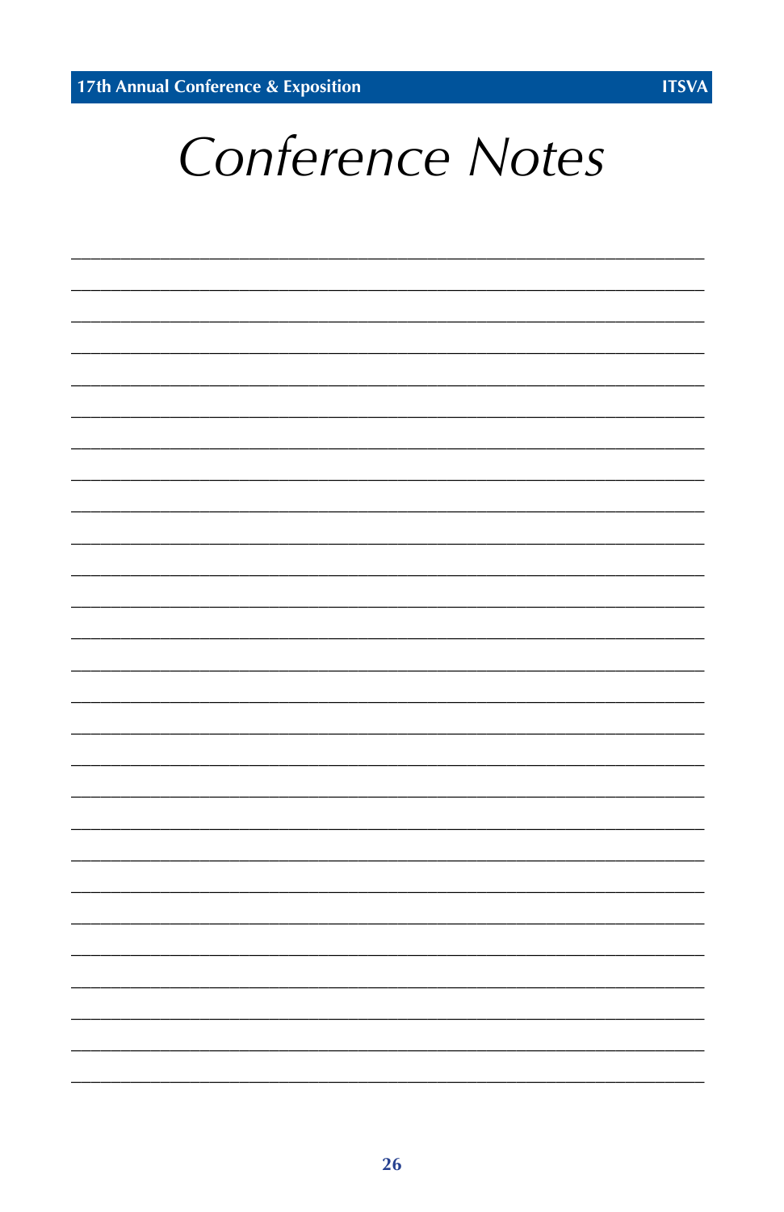# Conference Notes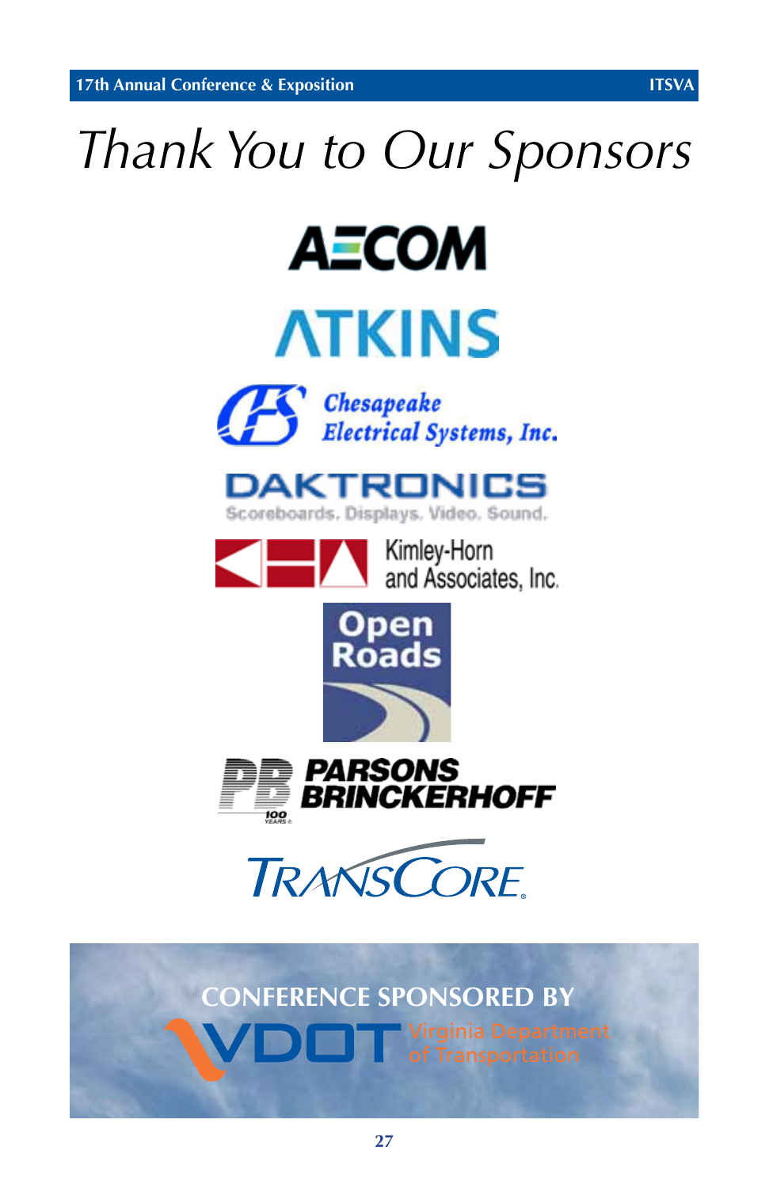# Thank You to Our Sponsors

AECOM

ATKINS

Chesapeake Electrical Systems, Inc.

DAKTRONICS
Scoreboards. Displays. Video. Sound.

Kimley-Horn and Associates, Inc.

Open Roads

PARSONS BRINCKERHOFF
100 YEARS

TRANSCORE

CONFERENCE SPONSORED BY

VDOT Virginia Department of Transportation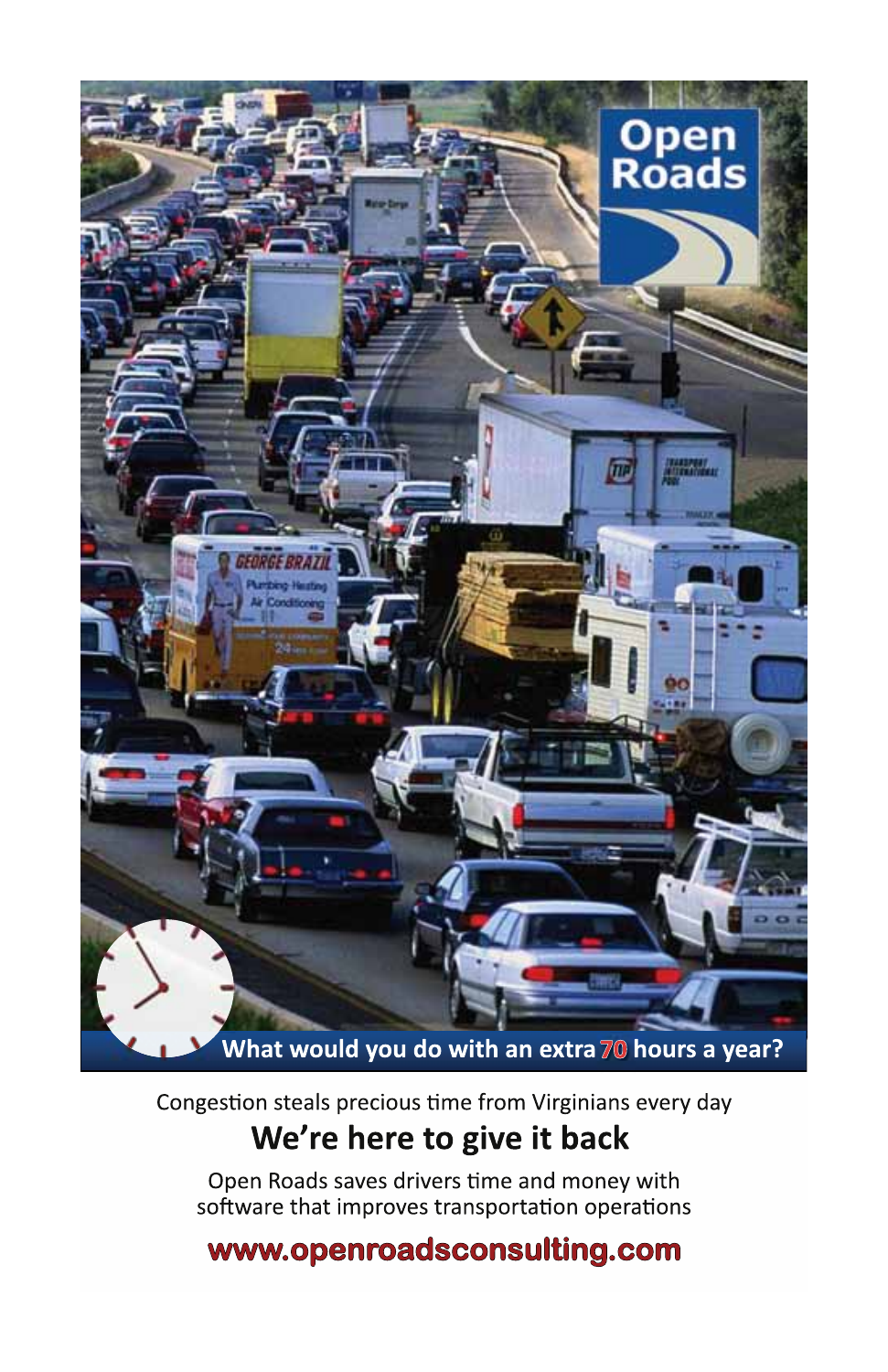Open Roads

What would you do with an extra 70 hours a year?

Congestion steals precious time from Virginians every day

## We're here to give it back

Open Roads saves drivers time and money with software that improves transportation operations

**www.openroadsconsulting.com**